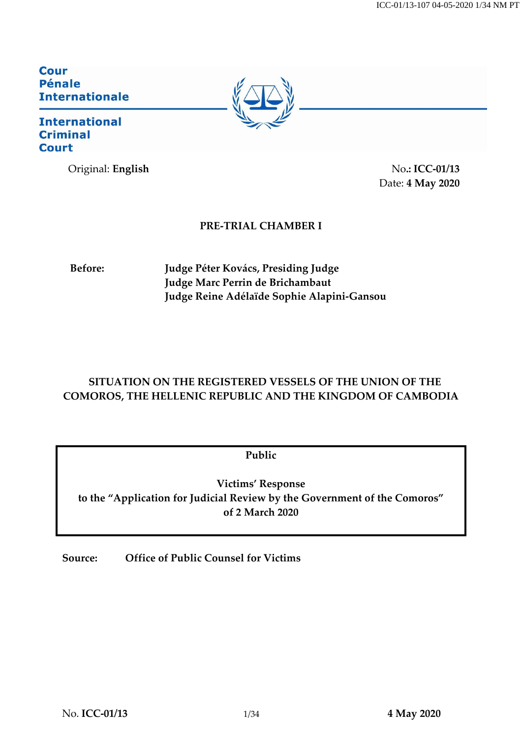Cour Pénale Internationale

International Criminal Court

Original: **English**

No.**: ICC-01/13**
Date: **4 May 2020**

**PRE-TRIAL CHAMBER I**

**Before:** **Judge Péter Kovács, Presiding Judge**
**Judge Marc Perrin de Brichambaut**
**Judge Reine Adélaïde Sophie Alapini-Gansou**

**SITUATION ON THE REGISTERED VESSELS OF THE UNION OF THE COMOROS, THE HELLENIC REPUBLIC AND THE KINGDOM OF CAMBODIA**

**Public**

**Victims' Response**
**to the "Application for Judicial Review by the Government of the Comoros"**
**of 2 March 2020**

**Source:** **Office of Public Counsel for Victims**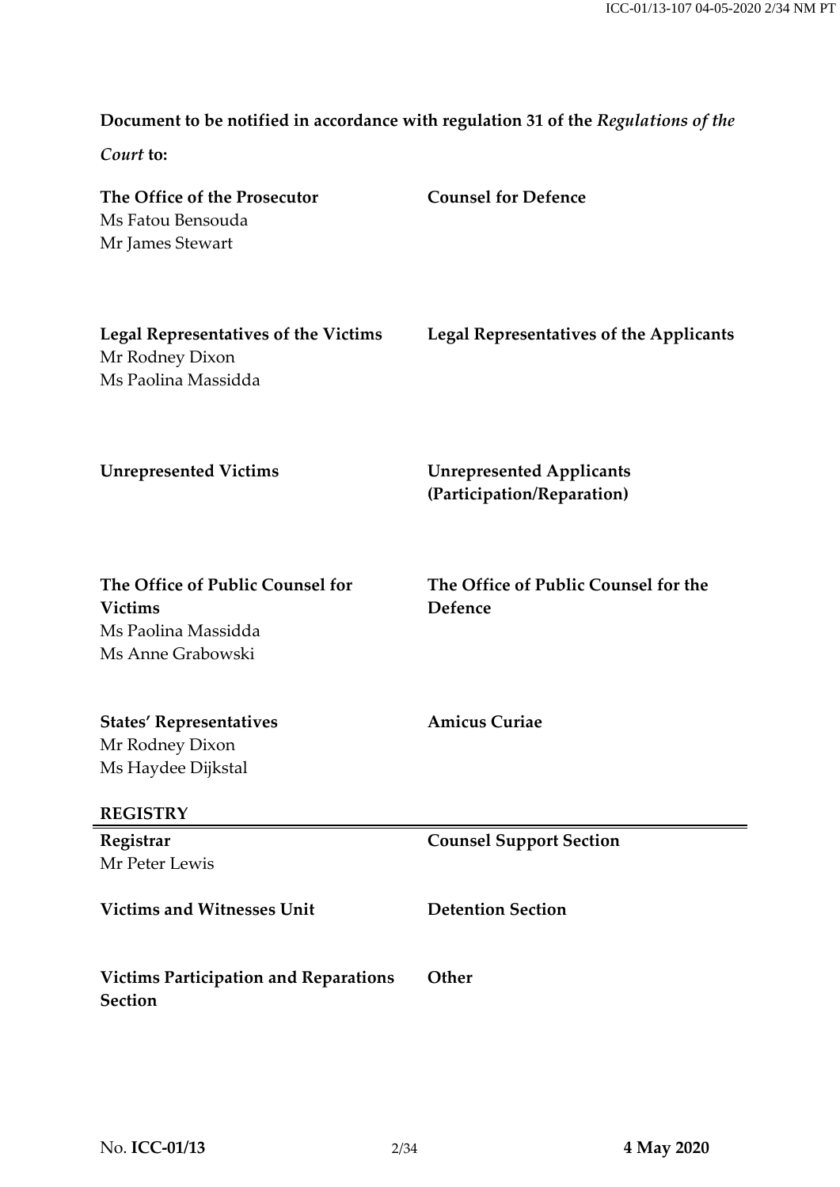**Document to be notified in accordance with regulation 31 of the *Regulations of the Court* to:**

| | |
|---|---|
| **The Office of the Prosecutor**<br>Ms Fatou Bensouda<br>Mr James Stewart | **Counsel for Defence** |
| **Legal Representatives of the Victims**<br>Mr Rodney Dixon<br>Ms Paolina Massidda | **Legal Representatives of the Applicants** |
| **Unrepresented Victims** | **Unrepresented Applicants (Participation/Reparation)** |
| **The Office of Public Counsel for Victims**<br>Ms Paolina Massidda<br>Ms Anne Grabowski | **The Office of Public Counsel for the Defence** |
| **States' Representatives**<br>Mr Rodney Dixon<br>Ms Haydee Dijkstal | **Amicus Curiae** |

**REGISTRY**

| | |
|---|---|
| **Registrar**<br>Mr Peter Lewis | **Counsel Support Section** |
| **Victims and Witnesses Unit** | **Detention Section** |
| **Victims Participation and Reparations Section** | **Other** |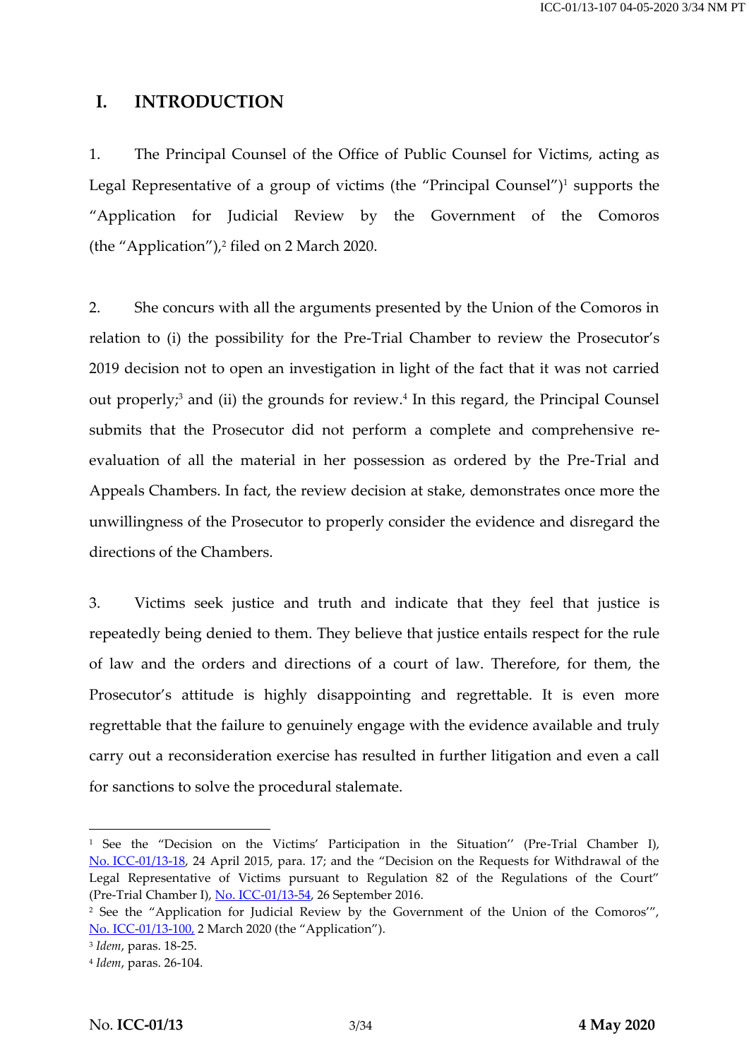## I. INTRODUCTION

1. The Principal Counsel of the Office of Public Counsel for Victims, acting as Legal Representative of a group of victims (the "Principal Counsel")[1] supports the "Application for Judicial Review by the Government of the Comoros (the "Application"),[2] filed on 2 March 2020.

2. She concurs with all the arguments presented by the Union of the Comoros in relation to (i) the possibility for the Pre-Trial Chamber to review the Prosecutor's 2019 decision not to open an investigation in light of the fact that it was not carried out properly;[3] and (ii) the grounds for review.[4] In this regard, the Principal Counsel submits that the Prosecutor did not perform a complete and comprehensive re-evaluation of all the material in her possession as ordered by the Pre-Trial and Appeals Chambers. In fact, the review decision at stake, demonstrates once more the unwillingness of the Prosecutor to properly consider the evidence and disregard the directions of the Chambers.

3. Victims seek justice and truth and indicate that they feel that justice is repeatedly being denied to them. They believe that justice entails respect for the rule of law and the orders and directions of a court of law. Therefore, for them, the Prosecutor's attitude is highly disappointing and regrettable. It is even more regrettable that the failure to genuinely engage with the evidence available and truly carry out a reconsideration exercise has resulted in further litigation and even a call for sanctions to solve the procedural stalemate.

---

[1] See the "Decision on the Victims' Participation in the Situation" (Pre-Trial Chamber I), No. ICC-01/13-18, 24 April 2015, para. 17; and the "Decision on the Requests for Withdrawal of the Legal Representative of Victims pursuant to Regulation 82 of the Regulations of the Court" (Pre-Trial Chamber I), No. ICC-01/13-54, 26 September 2016.

[2] See the "Application for Judicial Review by the Government of the Union of the Comoros'", No. ICC-01/13-100, 2 March 2020 (the "Application").

[3] *Idem*, paras. 18-25.

[4] *Idem*, paras. 26-104.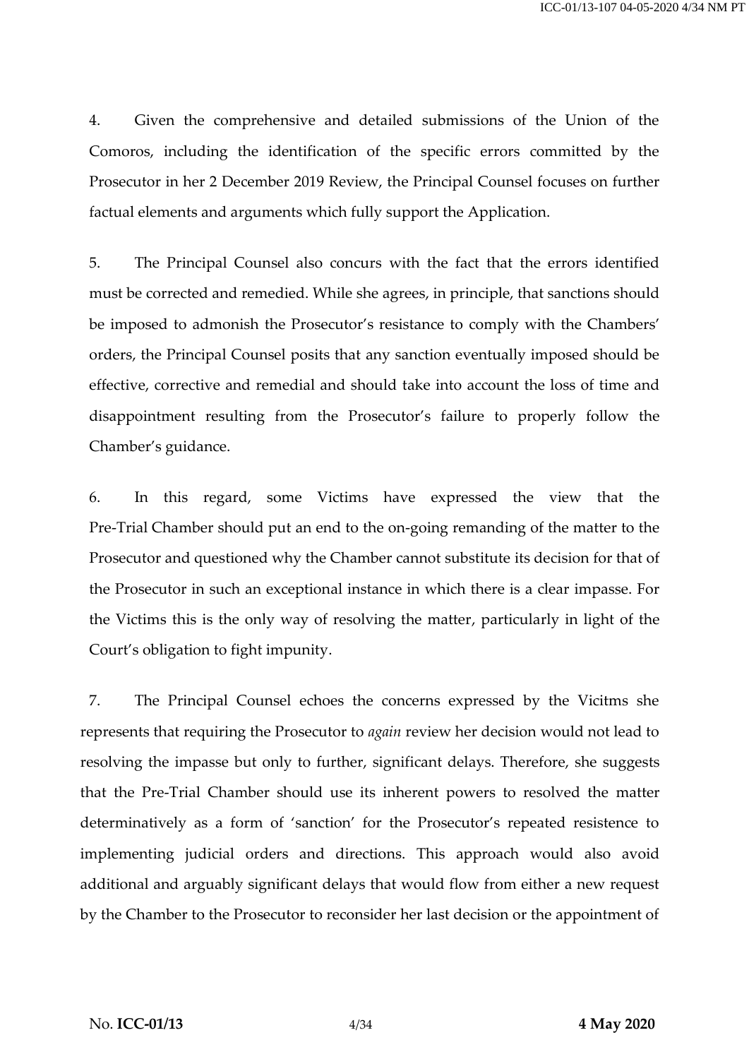4. Given the comprehensive and detailed submissions of the Union of the Comoros, including the identification of the specific errors committed by the Prosecutor in her 2 December 2019 Review, the Principal Counsel focuses on further factual elements and arguments which fully support the Application.

5. The Principal Counsel also concurs with the fact that the errors identified must be corrected and remedied. While she agrees, in principle, that sanctions should be imposed to admonish the Prosecutor's resistance to comply with the Chambers' orders, the Principal Counsel posits that any sanction eventually imposed should be effective, corrective and remedial and should take into account the loss of time and disappointment resulting from the Prosecutor's failure to properly follow the Chamber's guidance.

6. In this regard, some Victims have expressed the view that the Pre-Trial Chamber should put an end to the on-going remanding of the matter to the Prosecutor and questioned why the Chamber cannot substitute its decision for that of the Prosecutor in such an exceptional instance in which there is a clear impasse. For the Victims this is the only way of resolving the matter, particularly in light of the Court's obligation to fight impunity.

7. The Principal Counsel echoes the concerns expressed by the Vicitms she represents that requiring the Prosecutor to *again* review her decision would not lead to resolving the impasse but only to further, significant delays. Therefore, she suggests that the Pre-Trial Chamber should use its inherent powers to resolved the matter determinatively as a form of 'sanction' for the Prosecutor's repeated resistence to implementing judicial orders and directions. This approach would also avoid additional and arguably significant delays that would flow from either a new request by the Chamber to the Prosecutor to reconsider her last decision or the appointment of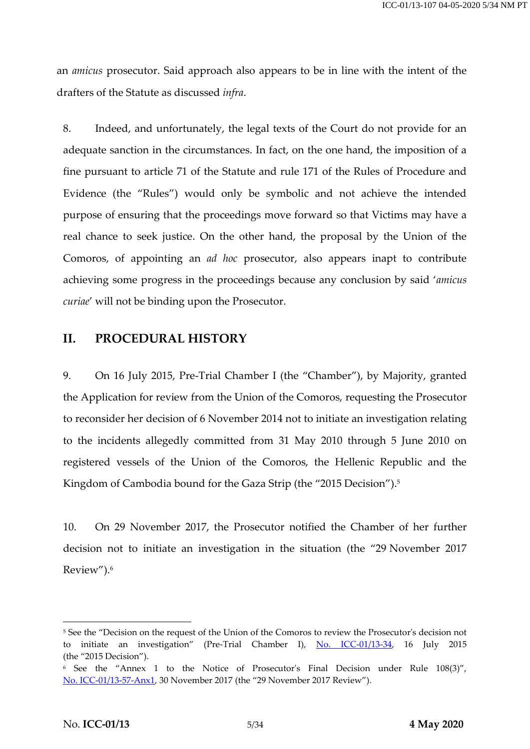an *amicus* prosecutor. Said approach also appears to be in line with the intent of the drafters of the Statute as discussed *infra*.

8. Indeed, and unfortunately, the legal texts of the Court do not provide for an adequate sanction in the circumstances. In fact, on the one hand, the imposition of a fine pursuant to article 71 of the Statute and rule 171 of the Rules of Procedure and Evidence (the "Rules") would only be symbolic and not achieve the intended purpose of ensuring that the proceedings move forward so that Victims may have a real chance to seek justice. On the other hand, the proposal by the Union of the Comoros, of appointing an *ad hoc* prosecutor, also appears inapt to contribute achieving some progress in the proceedings because any conclusion by said '*amicus curiae*' will not be binding upon the Prosecutor.

## II. PROCEDURAL HISTORY

9. On 16 July 2015, Pre-Trial Chamber I (the "Chamber"), by Majority, granted the Application for review from the Union of the Comoros, requesting the Prosecutor to reconsider her decision of 6 November 2014 not to initiate an investigation relating to the incidents allegedly committed from 31 May 2010 through 5 June 2010 on registered vessels of the Union of the Comoros, the Hellenic Republic and the Kingdom of Cambodia bound for the Gaza Strip (the "2015 Decision").[5]

10. On 29 November 2017, the Prosecutor notified the Chamber of her further decision not to initiate an investigation in the situation (the "29 November 2017 Review").[6]

---

[5] See the "Decision on the request of the Union of the Comoros to review the Prosecutor's decision not to initiate an investigation" (Pre-Trial Chamber I), No. ICC-01/13-34, 16 July 2015 (the "2015 Decision").

[6] See the "Annex 1 to the Notice of Prosecutor's Final Decision under Rule 108(3)", No. ICC-01/13-57-Anx1, 30 November 2017 (the "29 November 2017 Review").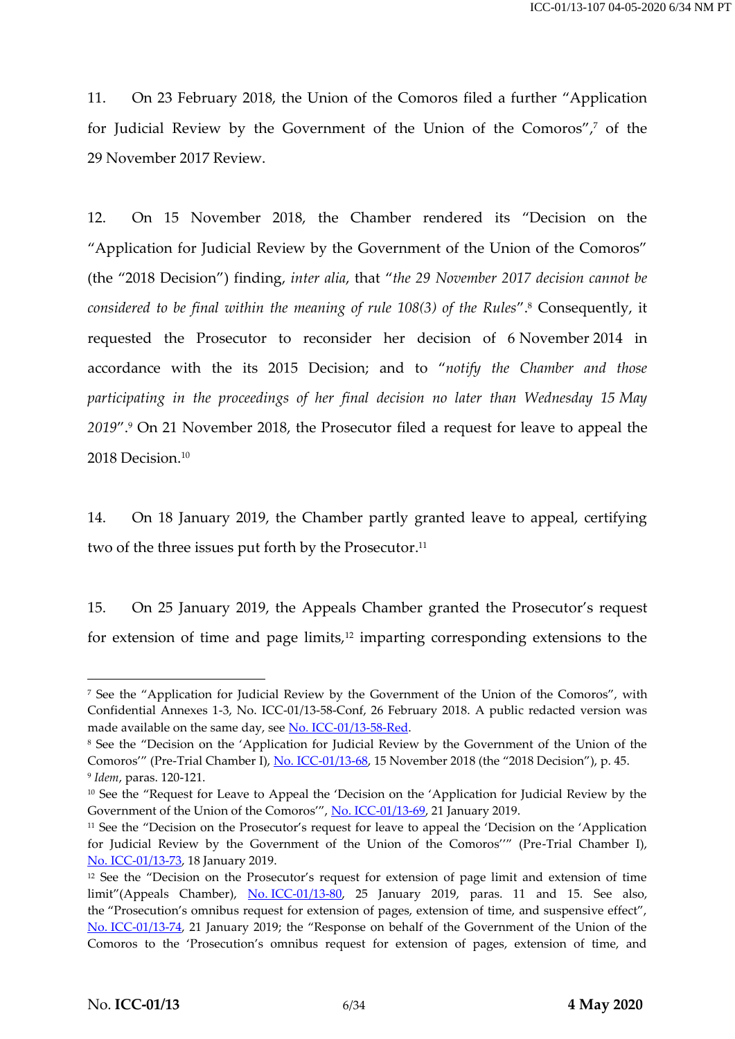11. On 23 February 2018, the Union of the Comoros filed a further "Application for Judicial Review by the Government of the Union of the Comoros",[7] of the 29 November 2017 Review.

12. On 15 November 2018, the Chamber rendered its "Decision on the "Application for Judicial Review by the Government of the Union of the Comoros" (the "2018 Decision") finding, *inter alia*, that "*the 29 November 2017 decision cannot be considered to be final within the meaning of rule 108(3) of the Rules*".[8] Consequently, it requested the Prosecutor to reconsider her decision of 6 November 2014 in accordance with the its 2015 Decision; and to "*notify the Chamber and those participating in the proceedings of her final decision no later than Wednesday 15 May 2019*".[9] On 21 November 2018, the Prosecutor filed a request for leave to appeal the 2018 Decision.[10]

14. On 18 January 2019, the Chamber partly granted leave to appeal, certifying two of the three issues put forth by the Prosecutor.[11]

15. On 25 January 2019, the Appeals Chamber granted the Prosecutor's request for extension of time and page limits,[12] imparting corresponding extensions to the

---

[7] See the "Application for Judicial Review by the Government of the Union of the Comoros", with Confidential Annexes 1-3, No. ICC-01/13-58-Conf, 26 February 2018. A public redacted version was made available on the same day, see No. ICC-01/13-58-Red.

[8] See the "Decision on the 'Application for Judicial Review by the Government of the Union of the Comoros'" (Pre-Trial Chamber I), No. ICC-01/13-68, 15 November 2018 (the "2018 Decision"), p. 45.

[9] *Idem*, paras. 120-121.

[10] See the "Request for Leave to Appeal the 'Decision on the 'Application for Judicial Review by the Government of the Union of the Comoros'", No. ICC-01/13-69, 21 January 2019.

[11] See the "Decision on the Prosecutor's request for leave to appeal the 'Decision on the 'Application for Judicial Review by the Government of the Union of the Comoros''" (Pre-Trial Chamber I), No. ICC-01/13-73, 18 January 2019.

[12] See the "Decision on the Prosecutor's request for extension of page limit and extension of time limit"(Appeals Chamber), No. ICC-01/13-80, 25 January 2019, paras. 11 and 15. See also, the "Prosecution's omnibus request for extension of pages, extension of time, and suspensive effect", No. ICC-01/13-74, 21 January 2019; the "Response on behalf of the Government of the Union of the Comoros to the 'Prosecution's omnibus request for extension of pages, extension of time, and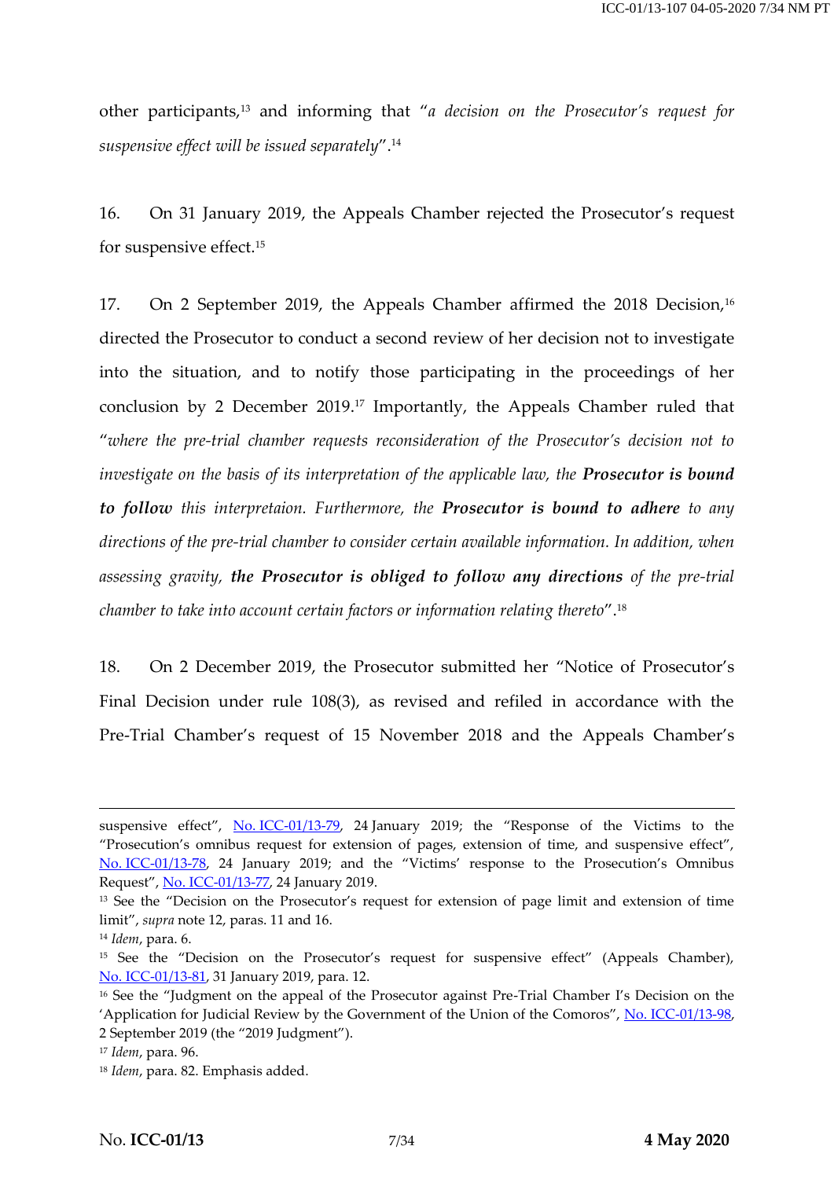other participants,[13] and informing that "*a decision on the Prosecutor's request for suspensive effect will be issued separately*".[14]

16. On 31 January 2019, the Appeals Chamber rejected the Prosecutor's request for suspensive effect.[15]

17. On 2 September 2019, the Appeals Chamber affirmed the 2018 Decision,[16] directed the Prosecutor to conduct a second review of her decision not to investigate into the situation, and to notify those participating in the proceedings of her conclusion by 2 December 2019.[17] Importantly, the Appeals Chamber ruled that "*where the pre-trial chamber requests reconsideration of the Prosecutor's decision not to investigate on the basis of its interpretation of the applicable law, the* ***Prosecutor is bound to follow*** *this interpretaion. Furthermore, the* ***Prosecutor is bound to adhere*** *to any directions of the pre-trial chamber to consider certain available information. In addition, when assessing gravity,* ***the Prosecutor is obliged to follow any directions*** *of the pre-trial chamber to take into account certain factors or information relating thereto*".[18]

18. On 2 December 2019, the Prosecutor submitted her "Notice of Prosecutor's Final Decision under rule 108(3), as revised and refiled in accordance with the Pre-Trial Chamber's request of 15 November 2018 and the Appeals Chamber's

---

suspensive effect", No. ICC-01/13-79, 24 January 2019; the "Response of the Victims to the "Prosecution's omnibus request for extension of pages, extension of time, and suspensive effect", No. ICC-01/13-78, 24 January 2019; and the "Victims' response to the Prosecution's Omnibus Request", No. ICC-01/13-77, 24 January 2019.

[13] See the "Decision on the Prosecutor's request for extension of page limit and extension of time limit", *supra* note 12, paras. 11 and 16.

[14] *Idem*, para. 6.

[15] See the "Decision on the Prosecutor's request for suspensive effect" (Appeals Chamber), No. ICC-01/13-81, 31 January 2019, para. 12.

[16] See the "Judgment on the appeal of the Prosecutor against Pre-Trial Chamber I's Decision on the 'Application for Judicial Review by the Government of the Union of the Comoros", No. ICC-01/13-98, 2 September 2019 (the "2019 Judgment").

[17] *Idem*, para. 96.

[18] *Idem*, para. 82. Emphasis added.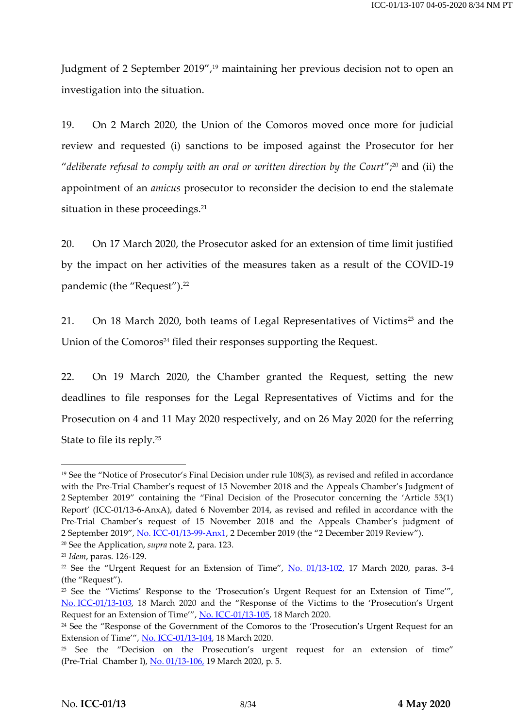Judgment of 2 September 2019",[19] maintaining her previous decision not to open an investigation into the situation.

19. On 2 March 2020, the Union of the Comoros moved once more for judicial review and requested (i) sanctions to be imposed against the Prosecutor for her "*deliberate refusal to comply with an oral or written direction by the Court*";[20] and (ii) the appointment of an *amicus* prosecutor to reconsider the decision to end the stalemate situation in these proceedings.[21]

20. On 17 March 2020, the Prosecutor asked for an extension of time limit justified by the impact on her activities of the measures taken as a result of the COVID-19 pandemic (the "Request").[22]

21. On 18 March 2020, both teams of Legal Representatives of Victims[23] and the Union of the Comoros[24] filed their responses supporting the Request.

22. On 19 March 2020, the Chamber granted the Request, setting the new deadlines to file responses for the Legal Representatives of Victims and for the Prosecution on 4 and 11 May 2020 respectively, and on 26 May 2020 for the referring State to file its reply.[25]

---

[19] See the "Notice of Prosecutor's Final Decision under rule 108(3), as revised and refiled in accordance with the Pre-Trial Chamber's request of 15 November 2018 and the Appeals Chamber's Judgment of 2 September 2019" containing the "Final Decision of the Prosecutor concerning the 'Article 53(1) Report' (ICC-01/13-6-AnxA), dated 6 November 2014, as revised and refiled in accordance with the Pre-Trial Chamber's request of 15 November 2018 and the Appeals Chamber's judgment of 2 September 2019", No. ICC-01/13-99-Anx1, 2 December 2019 (the "2 December 2019 Review").

[20] See the Application, *supra* note 2, para. 123.

[21] *Idem*, paras. 126-129.

[22] See the "Urgent Request for an Extension of Time", No. 01/13-102, 17 March 2020, paras. 3-4 (the "Request").

[23] See the "Victims' Response to the 'Prosecution's Urgent Request for an Extension of Time'", No. ICC-01/13-103, 18 March 2020 and the "Response of the Victims to the 'Prosecution's Urgent Request for an Extension of Time'", No. ICC-01/13-105, 18 March 2020.

[24] See the "Response of the Government of the Comoros to the 'Prosecution's Urgent Request for an Extension of Time'", No. ICC-01/13-104, 18 March 2020.

[25] See the "Decision on the Prosecution's urgent request for an extension of time" (Pre-Trial Chamber I), No. 01/13-106, 19 March 2020, p. 5.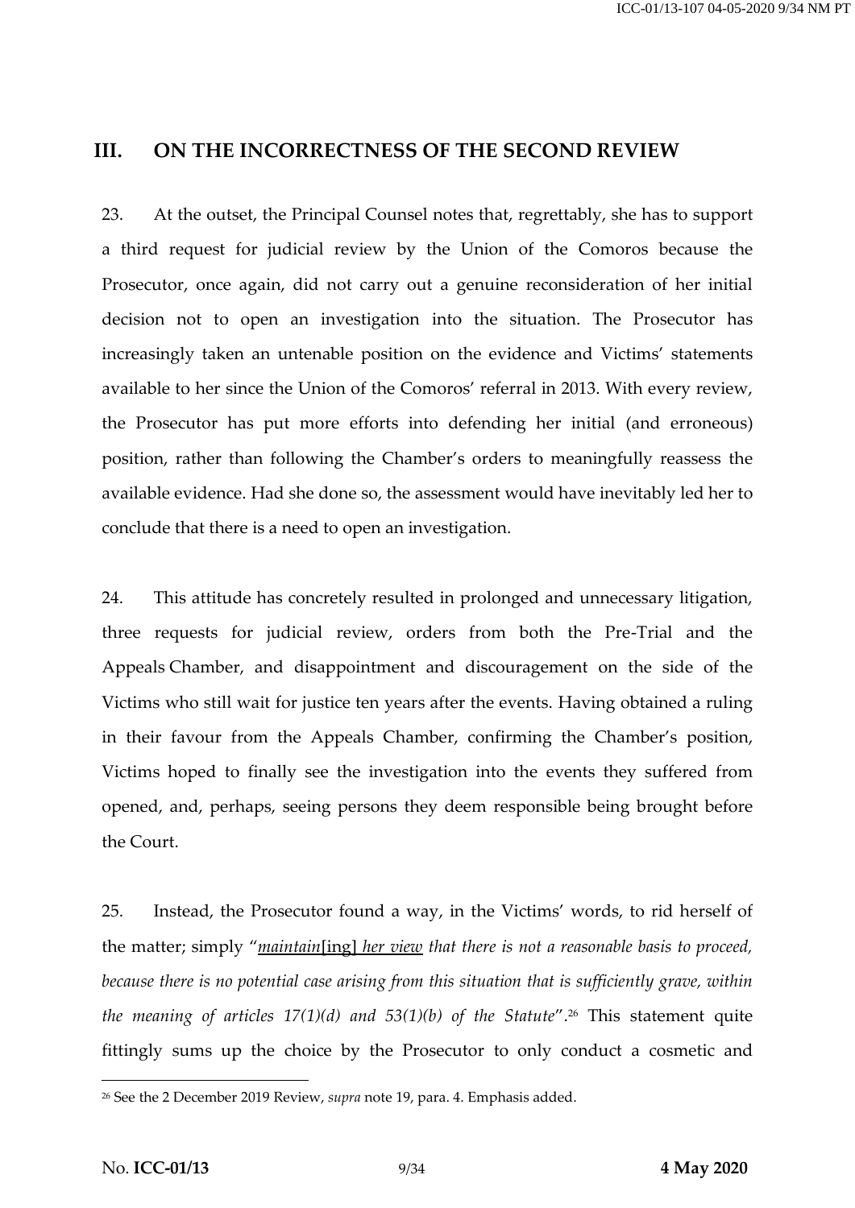## III. ON THE INCORRECTNESS OF THE SECOND REVIEW

23. At the outset, the Principal Counsel notes that, regrettably, she has to support a third request for judicial review by the Union of the Comoros because the Prosecutor, once again, did not carry out a genuine reconsideration of her initial decision not to open an investigation into the situation. The Prosecutor has increasingly taken an untenable position on the evidence and Victims' statements available to her since the Union of the Comoros' referral in 2013. With every review, the Prosecutor has put more efforts into defending her initial (and erroneous) position, rather than following the Chamber's orders to meaningfully reassess the available evidence. Had she done so, the assessment would have inevitably led her to conclude that there is a need to open an investigation.

24. This attitude has concretely resulted in prolonged and unnecessary litigation, three requests for judicial review, orders from both the Pre-Trial and the Appeals Chamber, and disappointment and discouragement on the side of the Victims who still wait for justice ten years after the events. Having obtained a ruling in their favour from the Appeals Chamber, confirming the Chamber's position, Victims hoped to finally see the investigation into the events they suffered from opened, and, perhaps, seeing persons they deem responsible being brought before the Court.

25. Instead, the Prosecutor found a way, in the Victims' words, to rid herself of the matter; simply "*maintain*[ing] *her view* *that there is not a reasonable basis to proceed, because there is no potential case arising from this situation that is sufficiently grave, within the meaning of articles 17(1)(d) and 53(1)(b) of the Statute*".[26] This statement quite fittingly sums up the choice by the Prosecutor to only conduct a cosmetic and

---

[26] See the 2 December 2019 Review, *supra* note 19, para. 4. Emphasis added.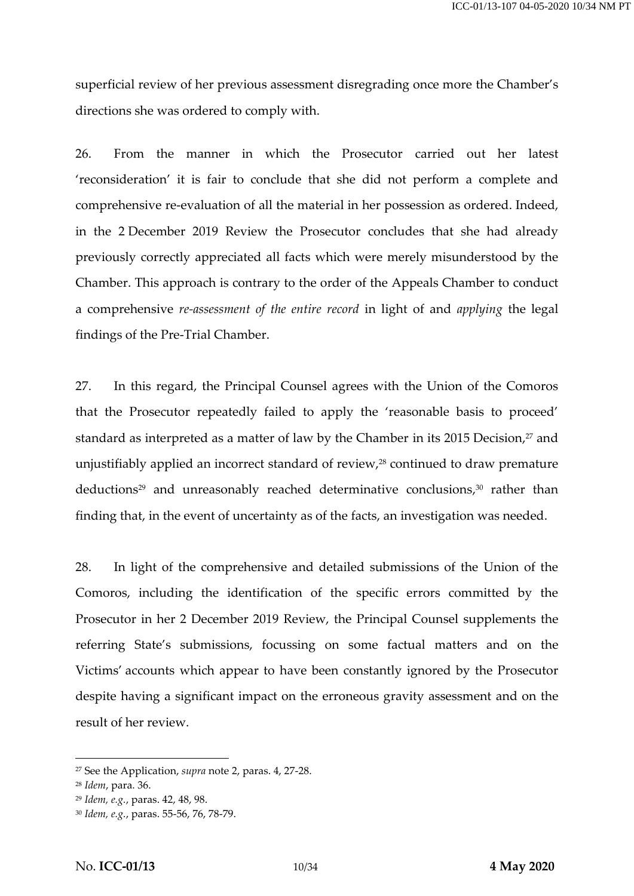superficial review of her previous assessment disregrading once more the Chamber's directions she was ordered to comply with.

26. From the manner in which the Prosecutor carried out her latest 'reconsideration' it is fair to conclude that she did not perform a complete and comprehensive re-evaluation of all the material in her possession as ordered. Indeed, in the 2 December 2019 Review the Prosecutor concludes that she had already previously correctly appreciated all facts which were merely misunderstood by the Chamber. This approach is contrary to the order of the Appeals Chamber to conduct a comprehensive *re-assessment of the entire record* in light of and *applying* the legal findings of the Pre-Trial Chamber.

27. In this regard, the Principal Counsel agrees with the Union of the Comoros that the Prosecutor repeatedly failed to apply the 'reasonable basis to proceed' standard as interpreted as a matter of law by the Chamber in its 2015 Decision,[27] and unjustifiably applied an incorrect standard of review,[28] continued to draw premature deductions[29] and unreasonably reached determinative conclusions,[30] rather than finding that, in the event of uncertainty as of the facts, an investigation was needed.

28. In light of the comprehensive and detailed submissions of the Union of the Comoros, including the identification of the specific errors committed by the Prosecutor in her 2 December 2019 Review, the Principal Counsel supplements the referring State's submissions, focussing on some factual matters and on the Victims' accounts which appear to have been constantly ignored by the Prosecutor despite having a significant impact on the erroneous gravity assessment and on the result of her review.

[27] See the Application, *supra* note 2, paras. 4, 27-28.

[28] *Idem*, para. 36.

[29] *Idem, e.g.*, paras. 42, 48, 98.

[30] *Idem, e.g.*, paras. 55-56, 76, 78-79.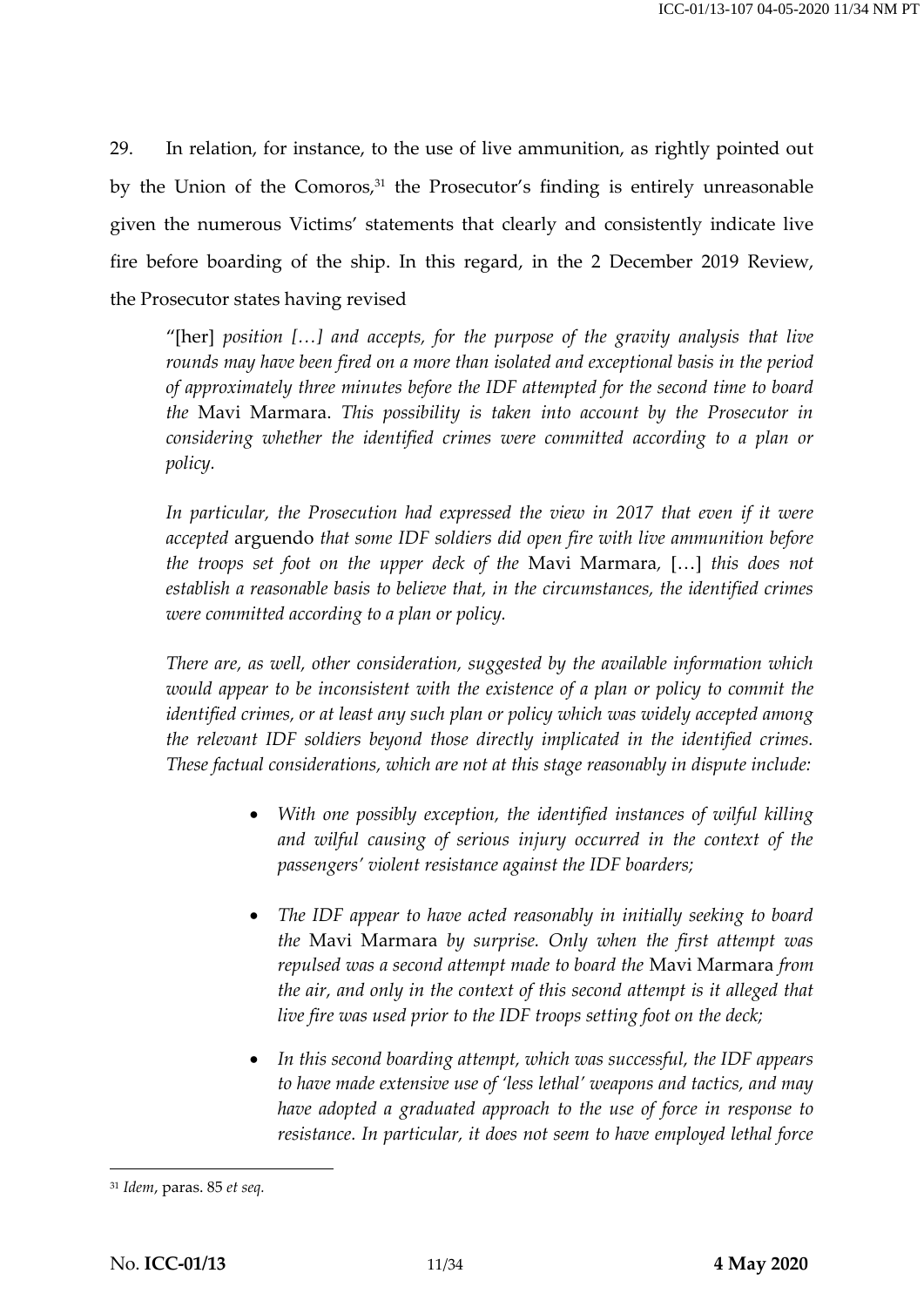29. In relation, for instance, to the use of live ammunition, as rightly pointed out by the Union of the Comoros,[31] the Prosecutor's finding is entirely unreasonable given the numerous Victims' statements that clearly and consistently indicate live fire before boarding of the ship. In this regard, in the 2 December 2019 Review, the Prosecutor states having revised

> "[her] *position […] and accepts, for the purpose of the gravity analysis that live rounds may have been fired on a more than isolated and exceptional basis in the period of approximately three minutes before the IDF attempted for the second time to board the* Mavi Marmara. *This possibility is taken into account by the Prosecutor in considering whether the identified crimes were committed according to a plan or policy.*
>
> *In particular, the Prosecution had expressed the view in 2017 that even if it were accepted* arguendo *that some IDF soldiers did open fire with live ammunition before the troops set foot on the upper deck of the* Mavi Marmara, […] *this does not establish a reasonable basis to believe that, in the circumstances, the identified crimes were committed according to a plan or policy.*
>
> *There are, as well, other consideration, suggested by the available information which would appear to be inconsistent with the existence of a plan or policy to commit the identified crimes, or at least any such plan or policy which was widely accepted among the relevant IDF soldiers beyond those directly implicated in the identified crimes. These factual considerations, which are not at this stage reasonably in dispute include:*
>
> - *With one possibly exception, the identified instances of wilful killing and wilful causing of serious injury occurred in the context of the passengers' violent resistance against the IDF boarders;*
> - *The IDF appear to have acted reasonably in initially seeking to board the* Mavi Marmara *by surprise. Only when the first attempt was repulsed was a second attempt made to board the* Mavi Marmara *from the air, and only in the context of this second attempt is it alleged that live fire was used prior to the IDF troops setting foot on the deck;*
> - *In this second boarding attempt, which was successful, the IDF appears to have made extensive use of 'less lethal' weapons and tactics, and may have adopted a graduated approach to the use of force in response to resistance. In particular, it does not seem to have employed lethal force*

---

[31] *Idem*, paras. 85 *et seq.*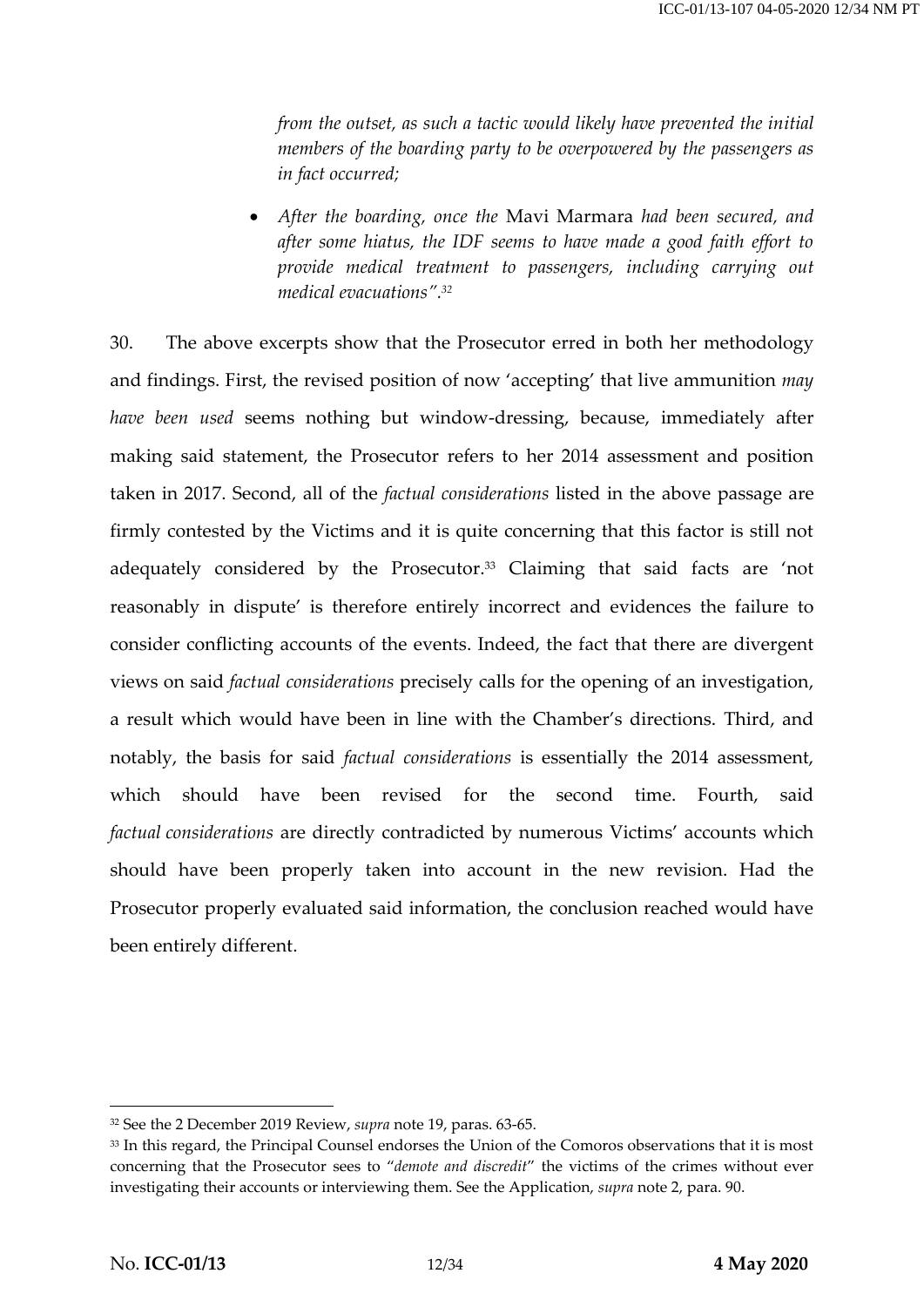*from the outset, as such a tactic would likely have prevented the initial members of the boarding party to be overpowered by the passengers as in fact occurred;*

- *After the boarding, once the* Mavi Marmara *had been secured, and after some hiatus, the IDF seems to have made a good faith effort to provide medical treatment to passengers, including carrying out medical evacuations".*[32]

30. The above excerpts show that the Prosecutor erred in both her methodology and findings. First, the revised position of now 'accepting' that live ammunition *may have been used* seems nothing but window-dressing, because, immediately after making said statement, the Prosecutor refers to her 2014 assessment and position taken in 2017. Second, all of the *factual considerations* listed in the above passage are firmly contested by the Victims and it is quite concerning that this factor is still not adequately considered by the Prosecutor.[33] Claiming that said facts are 'not reasonably in dispute' is therefore entirely incorrect and evidences the failure to consider conflicting accounts of the events. Indeed, the fact that there are divergent views on said *factual considerations* precisely calls for the opening of an investigation, a result which would have been in line with the Chamber's directions. Third, and notably, the basis for said *factual considerations* is essentially the 2014 assessment, which should have been revised for the second time. Fourth, said *factual considerations* are directly contradicted by numerous Victims' accounts which should have been properly taken into account in the new revision. Had the Prosecutor properly evaluated said information, the conclusion reached would have been entirely different.

---

[32] See the 2 December 2019 Review, *supra* note 19, paras. 63-65.

[33] In this regard, the Principal Counsel endorses the Union of the Comoros observations that it is most concerning that the Prosecutor sees to "*demote and discredit*" the victims of the crimes without ever investigating their accounts or interviewing them. See the Application, *supra* note 2, para. 90.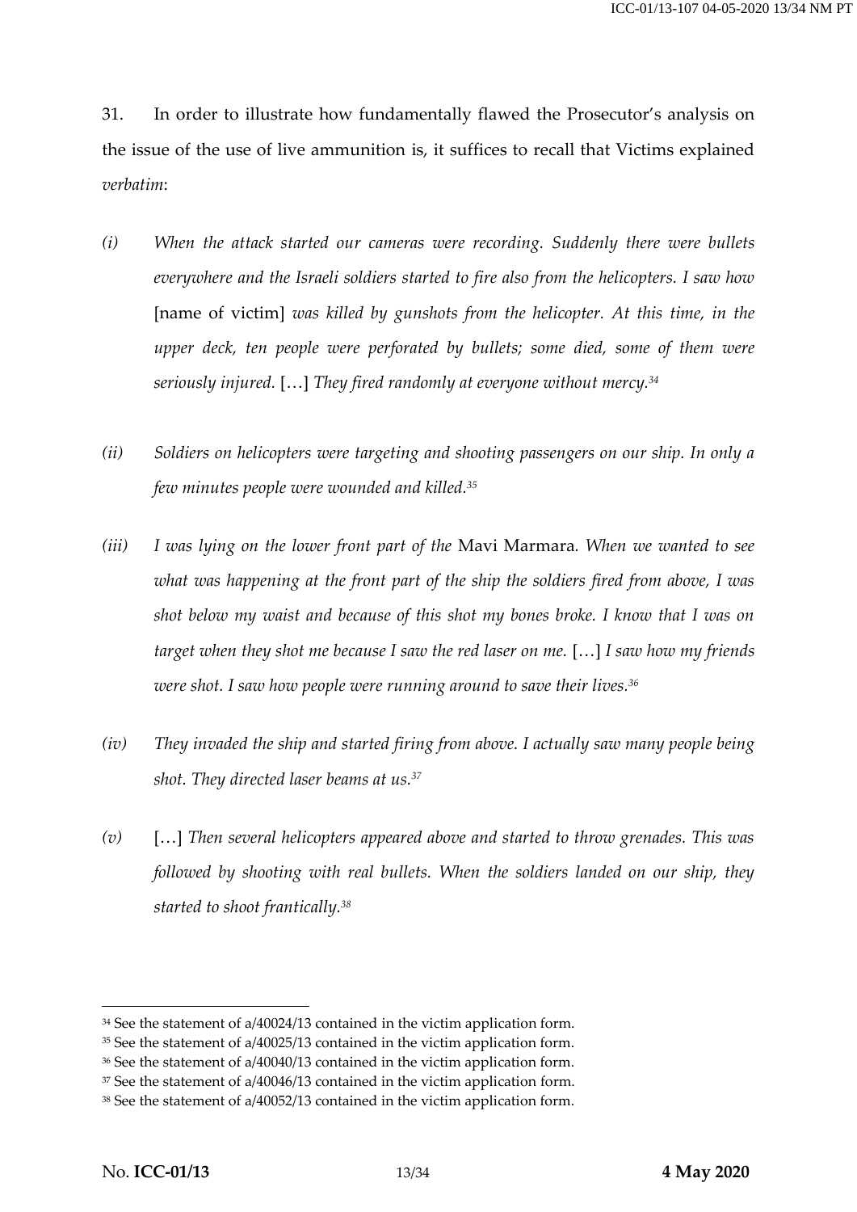31. In order to illustrate how fundamentally flawed the Prosecutor's analysis on the issue of the use of live ammunition is, it suffices to recall that Victims explained *verbatim*:

*(i)* *When the attack started our cameras were recording. Suddenly there were bullets everywhere and the Israeli soldiers started to fire also from the helicopters. I saw how* [name of victim] *was killed by gunshots from the helicopter. At this time, in the upper deck, ten people were perforated by bullets; some died, some of them were seriously injured.* […] *They fired randomly at everyone without mercy.*[34]

*(ii)* *Soldiers on helicopters were targeting and shooting passengers on our ship. In only a few minutes people were wounded and killed.*[35]

*(iii)* *I was lying on the lower front part of the* Mavi Marmara. *When we wanted to see what was happening at the front part of the ship the soldiers fired from above, I was shot below my waist and because of this shot my bones broke. I know that I was on target when they shot me because I saw the red laser on me.* […] *I saw how my friends were shot. I saw how people were running around to save their lives.*[36]

*(iv)* *They invaded the ship and started firing from above. I actually saw many people being shot. They directed laser beams at us.*[37]

*(v)* […] *Then several helicopters appeared above and started to throw grenades. This was followed by shooting with real bullets. When the soldiers landed on our ship, they started to shoot frantically.*[38]

---

[34] See the statement of a/40024/13 contained in the victim application form.

[35] See the statement of a/40025/13 contained in the victim application form.

[36] See the statement of a/40040/13 contained in the victim application form.

[37] See the statement of a/40046/13 contained in the victim application form.

[38] See the statement of a/40052/13 contained in the victim application form.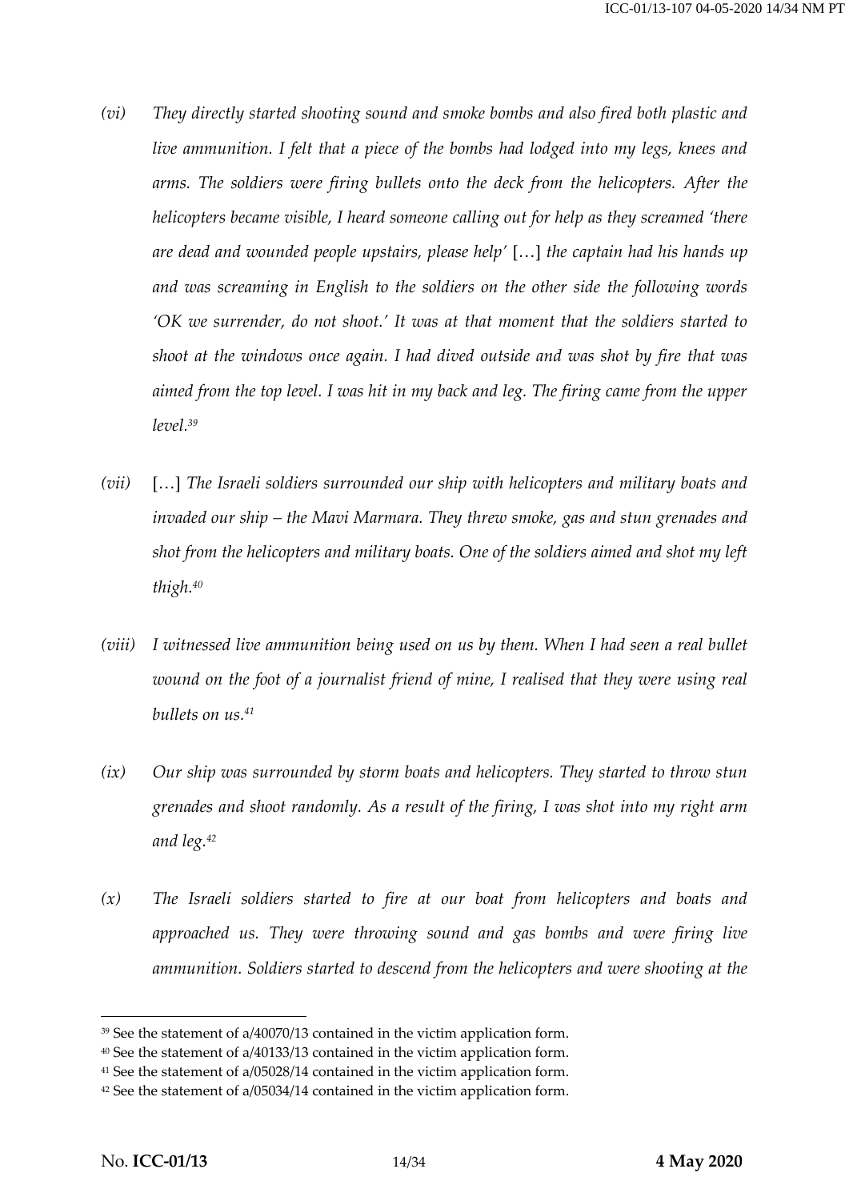*(vi)* *They directly started shooting sound and smoke bombs and also fired both plastic and live ammunition. I felt that a piece of the bombs had lodged into my legs, knees and arms. The soldiers were firing bullets onto the deck from the helicopters. After the helicopters became visible, I heard someone calling out for help as they screamed 'there are dead and wounded people upstairs, please help'* […] *the captain had his hands up and was screaming in English to the soldiers on the other side the following words 'OK we surrender, do not shoot.' It was at that moment that the soldiers started to shoot at the windows once again. I had dived outside and was shot by fire that was aimed from the top level. I was hit in my back and leg. The firing came from the upper level.*[39]

*(vii)* […] *The Israeli soldiers surrounded our ship with helicopters and military boats and invaded our ship – the Mavi Marmara. They threw smoke, gas and stun grenades and shot from the helicopters and military boats. One of the soldiers aimed and shot my left thigh.*[40]

*(viii)* *I witnessed live ammunition being used on us by them. When I had seen a real bullet wound on the foot of a journalist friend of mine, I realised that they were using real bullets on us.*[41]

*(ix)* *Our ship was surrounded by storm boats and helicopters. They started to throw stun grenades and shoot randomly. As a result of the firing, I was shot into my right arm and leg.*[42]

*(x)* *The Israeli soldiers started to fire at our boat from helicopters and boats and approached us. They were throwing sound and gas bombs and were firing live ammunition. Soldiers started to descend from the helicopters and were shooting at the*

---

[39] See the statement of a/40070/13 contained in the victim application form.
[40] See the statement of a/40133/13 contained in the victim application form.
[41] See the statement of a/05028/14 contained in the victim application form.
[42] See the statement of a/05034/14 contained in the victim application form.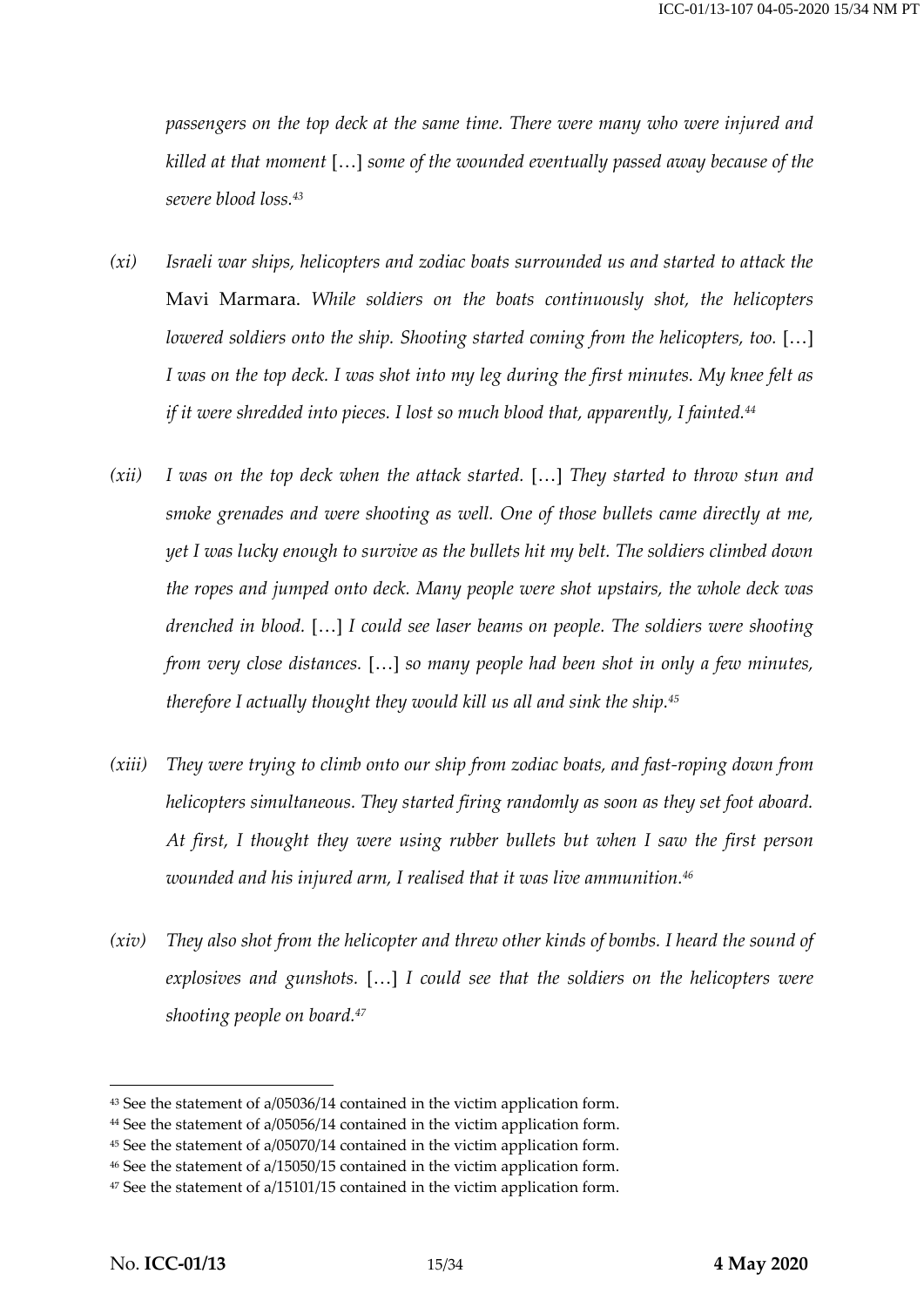*passengers on the top deck at the same time. There were many who were injured and killed at that moment* […] *some of the wounded eventually passed away because of the severe blood loss.*[43]

*(xi)* *Israeli war ships, helicopters and zodiac boats surrounded us and started to attack the* Mavi Marmara. *While soldiers on the boats continuously shot, the helicopters lowered soldiers onto the ship. Shooting started coming from the helicopters, too.* […] *I was on the top deck. I was shot into my leg during the first minutes. My knee felt as if it were shredded into pieces. I lost so much blood that, apparently, I fainted.*[44]

*(xii)* *I was on the top deck when the attack started.* […] *They started to throw stun and smoke grenades and were shooting as well. One of those bullets came directly at me, yet I was lucky enough to survive as the bullets hit my belt. The soldiers climbed down the ropes and jumped onto deck. Many people were shot upstairs, the whole deck was drenched in blood.* […] *I could see laser beams on people. The soldiers were shooting from very close distances.* […] *so many people had been shot in only a few minutes, therefore I actually thought they would kill us all and sink the ship.*[45]

*(xiii)* *They were trying to climb onto our ship from zodiac boats, and fast-roping down from helicopters simultaneous. They started firing randomly as soon as they set foot aboard. At first, I thought they were using rubber bullets but when I saw the first person wounded and his injured arm, I realised that it was live ammunition.*[46]

*(xiv)* *They also shot from the helicopter and threw other kinds of bombs. I heard the sound of explosives and gunshots.* […] *I could see that the soldiers on the helicopters were shooting people on board.*[47]

---

[43] See the statement of a/05036/14 contained in the victim application form.

[44] See the statement of a/05056/14 contained in the victim application form.

[45] See the statement of a/05070/14 contained in the victim application form.

[46] See the statement of a/15050/15 contained in the victim application form.

[47] See the statement of a/15101/15 contained in the victim application form.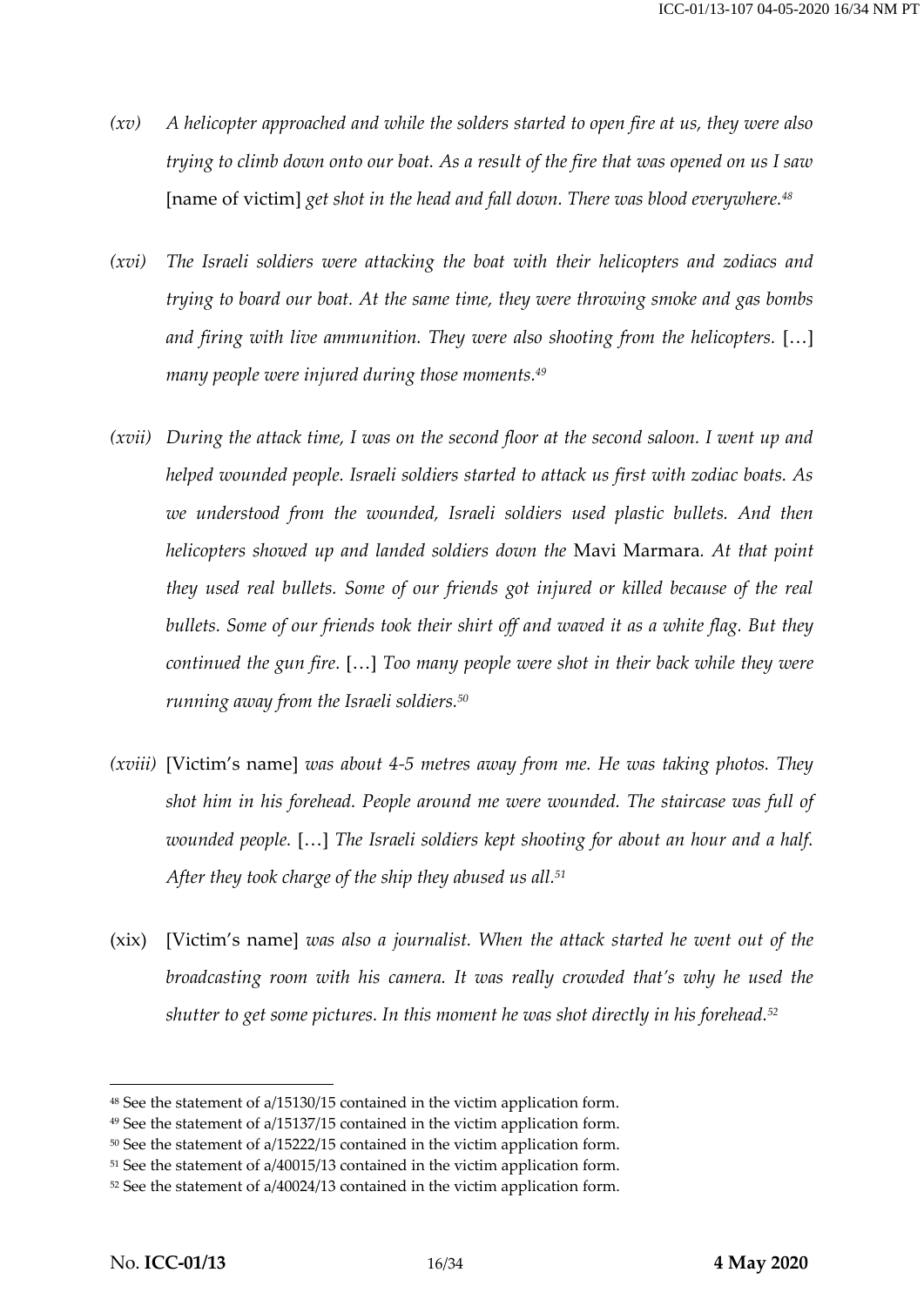*(xv)* *A helicopter approached and while the solders started to open fire at us, they were also trying to climb down onto our boat. As a result of the fire that was opened on us I saw* [name of victim] *get shot in the head and fall down. There was blood everywhere.*[48]

*(xvi)* *The Israeli soldiers were attacking the boat with their helicopters and zodiacs and trying to board our boat. At the same time, they were throwing smoke and gas bombs and firing with live ammunition. They were also shooting from the helicopters.* […] *many people were injured during those moments.*[49]

*(xvii)* *During the attack time, I was on the second floor at the second saloon. I went up and helped wounded people. Israeli soldiers started to attack us first with zodiac boats. As we understood from the wounded, Israeli soldiers used plastic bullets. And then helicopters showed up and landed soldiers down the* Mavi Marmara*. At that point they used real bullets. Some of our friends got injured or killed because of the real bullets. Some of our friends took their shirt off and waved it as a white flag. But they continued the gun fire.* […] *Too many people were shot in their back while they were running away from the Israeli soldiers.*[50]

*(xviii)* [Victim's name] *was about 4-5 metres away from me. He was taking photos. They shot him in his forehead. People around me were wounded. The staircase was full of wounded people.* […] *The Israeli soldiers kept shooting for about an hour and a half. After they took charge of the ship they abused us all.*[51]

(xix) [Victim's name] *was also a journalist. When the attack started he went out of the broadcasting room with his camera. It was really crowded that's why he used the shutter to get some pictures. In this moment he was shot directly in his forehead.*[52]

---

[48] See the statement of a/15130/15 contained in the victim application form.

[49] See the statement of a/15137/15 contained in the victim application form.

[50] See the statement of a/15222/15 contained in the victim application form.

[51] See the statement of a/40015/13 contained in the victim application form.

[52] See the statement of a/40024/13 contained in the victim application form.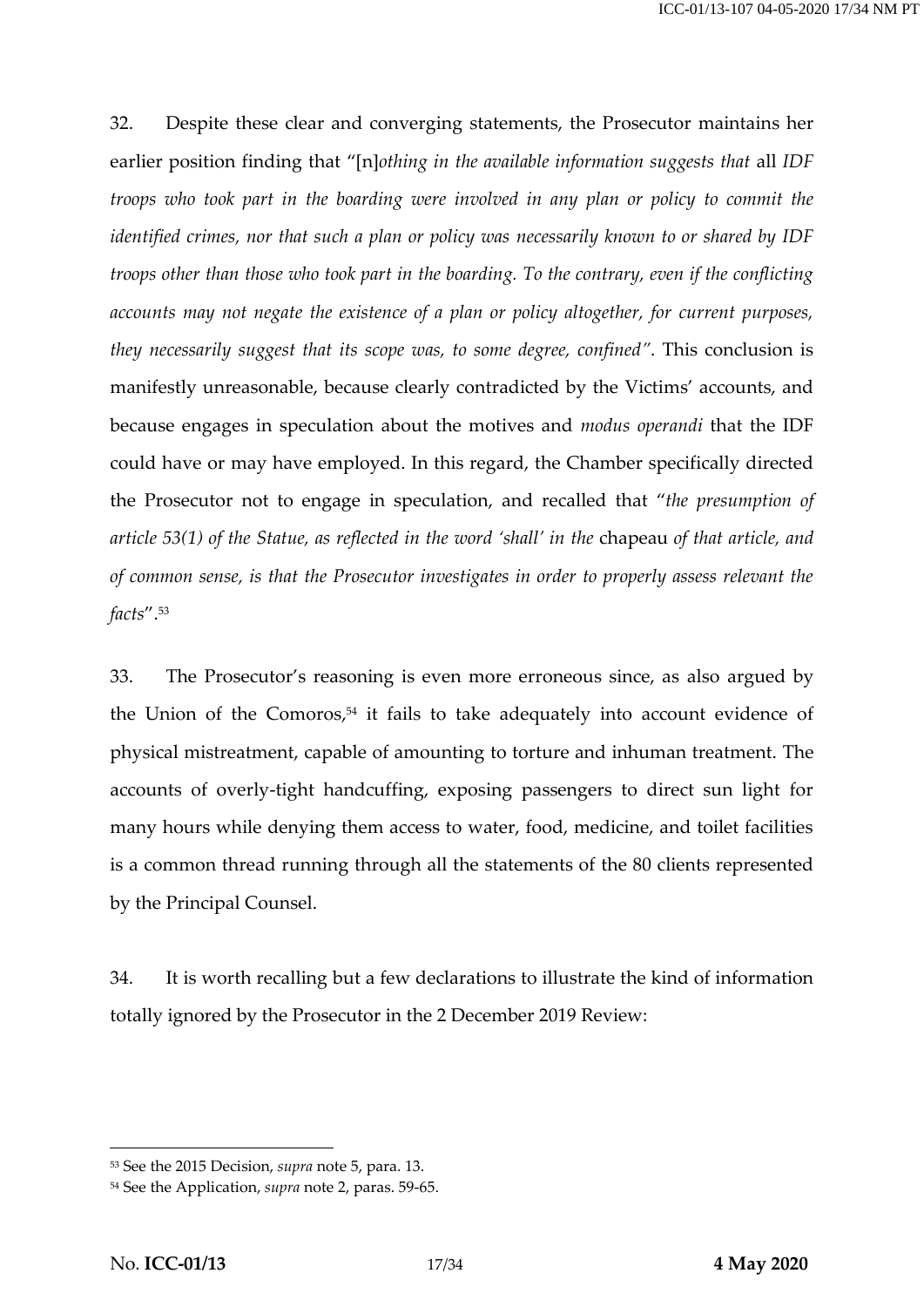32. Despite these clear and converging statements, the Prosecutor maintains her earlier position finding that "[n]*othing in the available information suggests that* all *IDF troops who took part in the boarding were involved in any plan or policy to commit the identified crimes, nor that such a plan or policy was necessarily known to or shared by IDF troops other than those who took part in the boarding. To the contrary, even if the conflicting accounts may not negate the existence of a plan or policy altogether, for current purposes, they necessarily suggest that its scope was, to some degree, confined"*. This conclusion is manifestly unreasonable, because clearly contradicted by the Victims' accounts, and because engages in speculation about the motives and *modus operandi* that the IDF could have or may have employed. In this regard, the Chamber specifically directed the Prosecutor not to engage in speculation, and recalled that "*the presumption of article 53(1) of the Statue, as reflected in the word 'shall' in the* chapeau *of that article, and of common sense, is that the Prosecutor investigates in order to properly assess relevant the facts*".[53]

33. The Prosecutor's reasoning is even more erroneous since, as also argued by the Union of the Comoros,[54] it fails to take adequately into account evidence of physical mistreatment, capable of amounting to torture and inhuman treatment. The accounts of overly-tight handcuffing, exposing passengers to direct sun light for many hours while denying them access to water, food, medicine, and toilet facilities is a common thread running through all the statements of the 80 clients represented by the Principal Counsel.

34. It is worth recalling but a few declarations to illustrate the kind of information totally ignored by the Prosecutor in the 2 December 2019 Review:

---

[53] See the 2015 Decision, *supra* note 5, para. 13.

[54] See the Application, *supra* note 2, paras. 59-65.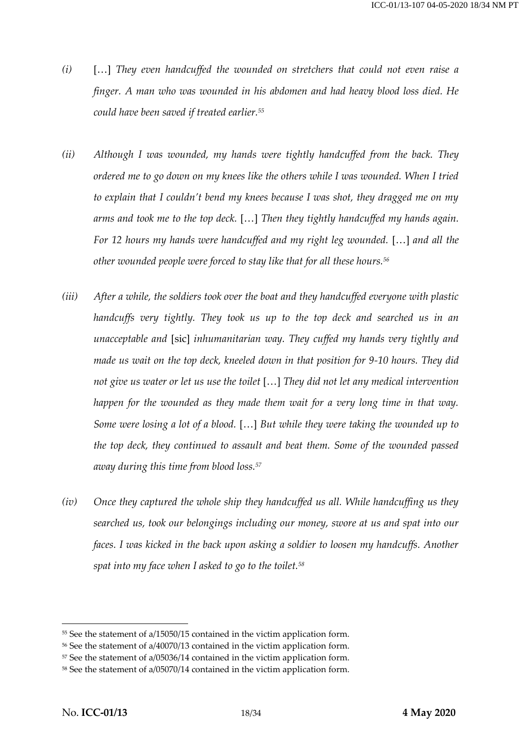*(i)* […] *They even handcuffed the wounded on stretchers that could not even raise a finger. A man who was wounded in his abdomen and had heavy blood loss died. He could have been saved if treated earlier.*[55]

*(ii)* *Although I was wounded, my hands were tightly handcuffed from the back. They ordered me to go down on my knees like the others while I was wounded. When I tried to explain that I couldn't bend my knees because I was shot, they dragged me on my arms and took me to the top deck.* […] *Then they tightly handcuffed my hands again. For 12 hours my hands were handcuffed and my right leg wounded.* […] *and all the other wounded people were forced to stay like that for all these hours.*[56]

*(iii)* *After a while, the soldiers took over the boat and they handcuffed everyone with plastic handcuffs very tightly. They took us up to the top deck and searched us in an unacceptable and* [sic] *inhumanitarian way. They cuffed my hands very tightly and made us wait on the top deck, kneeled down in that position for 9-10 hours. They did not give us water or let us use the toilet* […] *They did not let any medical intervention happen for the wounded as they made them wait for a very long time in that way. Some were losing a lot of a blood.* […] *But while they were taking the wounded up to the top deck, they continued to assault and beat them. Some of the wounded passed away during this time from blood loss.*[57]

*(iv)* *Once they captured the whole ship they handcuffed us all. While handcuffing us they searched us, took our belongings including our money, swore at us and spat into our faces. I was kicked in the back upon asking a soldier to loosen my handcuffs. Another spat into my face when I asked to go to the toilet.*[58]

---

[55] See the statement of a/15050/15 contained in the victim application form.

[56] See the statement of a/40070/13 contained in the victim application form.

[57] See the statement of a/05036/14 contained in the victim application form.

[58] See the statement of a/05070/14 contained in the victim application form.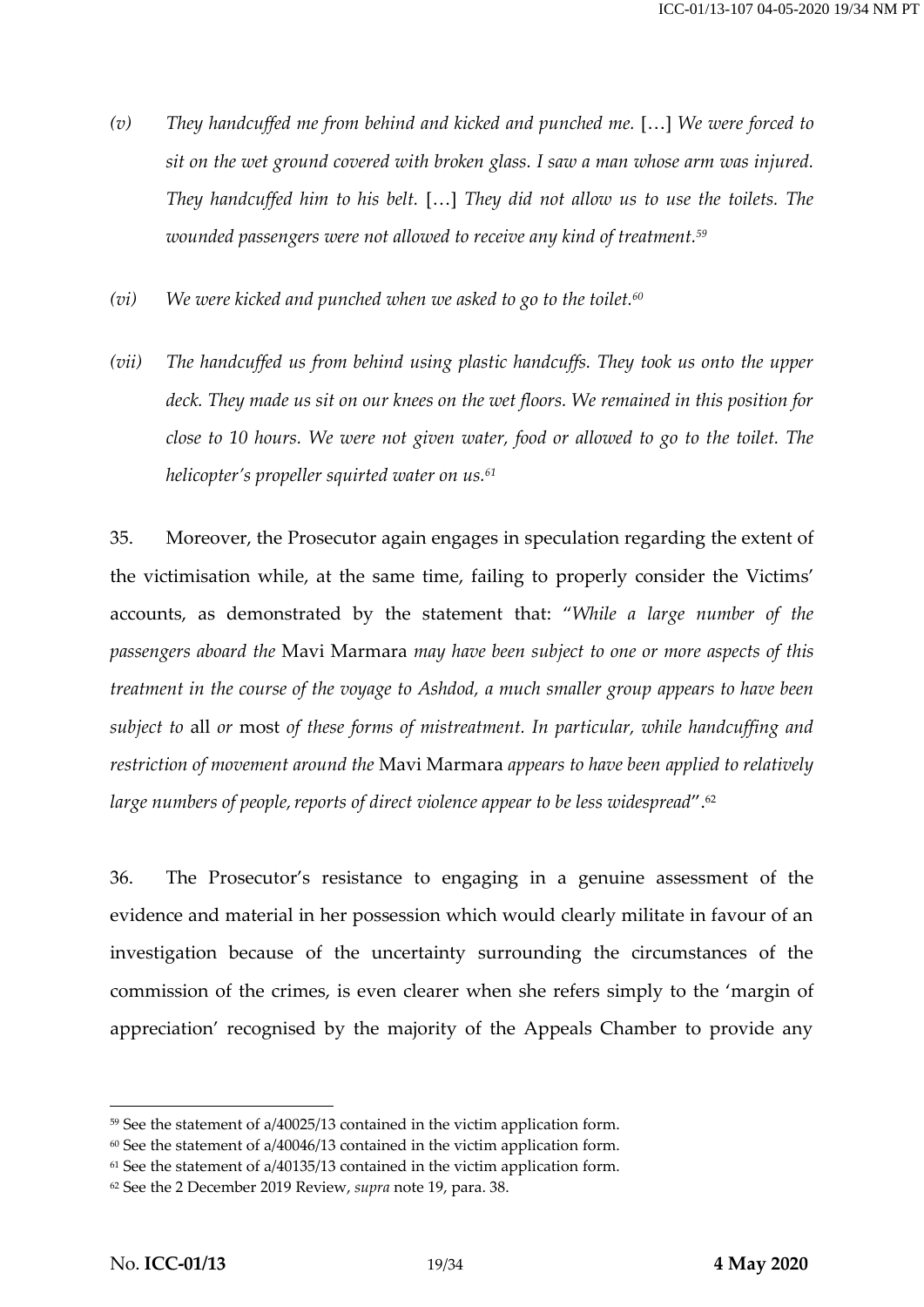(v) *They handcuffed me from behind and kicked and punched me.* […] *We were forced to sit on the wet ground covered with broken glass. I saw a man whose arm was injured. They handcuffed him to his belt.* […] *They did not allow us to use the toilets. The wounded passengers were not allowed to receive any kind of treatment.*[59]

(vi) *We were kicked and punched when we asked to go to the toilet.*[60]

(vii) *The handcuffed us from behind using plastic handcuffs. They took us onto the upper deck. They made us sit on our knees on the wet floors. We remained in this position for close to 10 hours. We were not given water, food or allowed to go to the toilet. The helicopter's propeller squirted water on us.*[61]

35. Moreover, the Prosecutor again engages in speculation regarding the extent of the victimisation while, at the same time, failing to properly consider the Victims' accounts, as demonstrated by the statement that: "*While a large number of the passengers aboard the* Mavi Marmara *may have been subject to one or more aspects of this treatment in the course of the voyage to Ashdod, a much smaller group appears to have been subject to* all *or* most *of these forms of mistreatment. In particular, while handcuffing and restriction of movement around the* Mavi Marmara *appears to have been applied to relatively large numbers of people, reports of direct violence appear to be less widespread*".[62]

36. The Prosecutor's resistance to engaging in a genuine assessment of the evidence and material in her possession which would clearly militate in favour of an investigation because of the uncertainty surrounding the circumstances of the commission of the crimes, is even clearer when she refers simply to the 'margin of appreciation' recognised by the majority of the Appeals Chamber to provide any

---

[59] See the statement of a/40025/13 contained in the victim application form.

[60] See the statement of a/40046/13 contained in the victim application form.

[61] See the statement of a/40135/13 contained in the victim application form.

[62] See the 2 December 2019 Review, *supra* note 19, para. 38.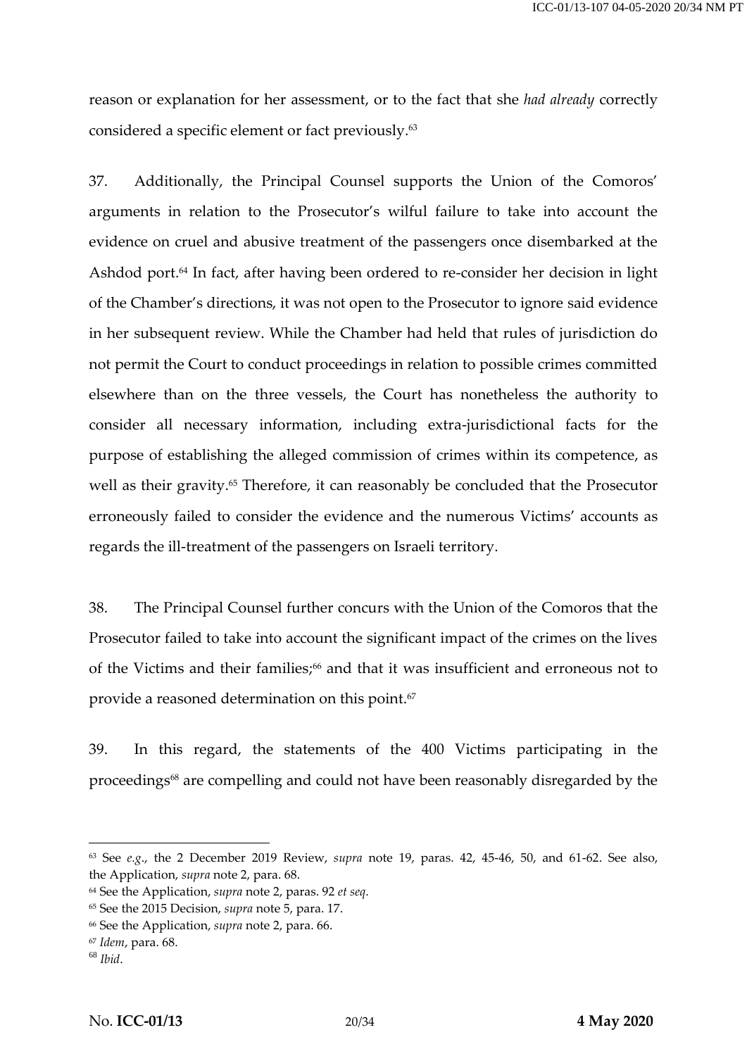reason or explanation for her assessment, or to the fact that she *had already* correctly considered a specific element or fact previously.[63]

37. Additionally, the Principal Counsel supports the Union of the Comoros' arguments in relation to the Prosecutor's wilful failure to take into account the evidence on cruel and abusive treatment of the passengers once disembarked at the Ashdod port.[64] In fact, after having been ordered to re-consider her decision in light of the Chamber's directions, it was not open to the Prosecutor to ignore said evidence in her subsequent review. While the Chamber had held that rules of jurisdiction do not permit the Court to conduct proceedings in relation to possible crimes committed elsewhere than on the three vessels, the Court has nonetheless the authority to consider all necessary information, including extra-jurisdictional facts for the purpose of establishing the alleged commission of crimes within its competence, as well as their gravity.[65] Therefore, it can reasonably be concluded that the Prosecutor erroneously failed to consider the evidence and the numerous Victims' accounts as regards the ill-treatment of the passengers on Israeli territory.

38. The Principal Counsel further concurs with the Union of the Comoros that the Prosecutor failed to take into account the significant impact of the crimes on the lives of the Victims and their families;[66] and that it was insufficient and erroneous not to provide a reasoned determination on this point.[67]

39. In this regard, the statements of the 400 Victims participating in the proceedings[68] are compelling and could not have been reasonably disregarded by the

---

[63] See *e.g.*, the 2 December 2019 Review, *supra* note 19, paras. 42, 45-46, 50, and 61-62. See also, the Application, *supra* note 2, para. 68.

[64] See the Application, *supra* note 2, paras. 92 *et seq*.

[65] See the 2015 Decision, *supra* note 5, para. 17.

[66] See the Application, *supra* note 2, para. 66.

[67] *Idem*, para. 68.

[68] *Ibid*.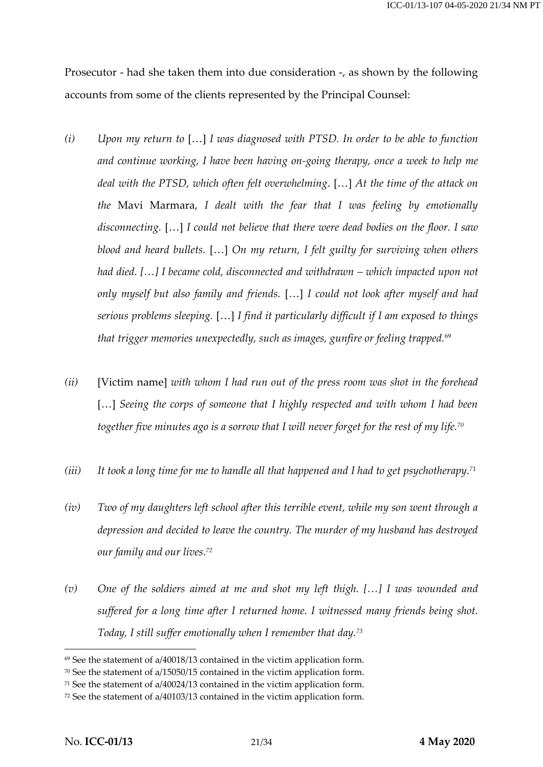Prosecutor - had she taken them into due consideration -, as shown by the following accounts from some of the clients represented by the Principal Counsel:

*(i)* *Upon my return to* […] *I was diagnosed with PTSD. In order to be able to function and continue working, I have been having on-going therapy, once a week to help me deal with the PTSD, which often felt overwhelming*. […] *At the time of the attack on the* Mavi Marmara, *I dealt with the fear that I was feeling by emotionally disconnecting.* […] *I could not believe that there were dead bodies on the floor. I saw blood and heard bullets.* […] *On my return, I felt guilty for surviving when others had died. […] I became cold, disconnected and withdrawn – which impacted upon not only myself but also family and friends.* […] *I could not look after myself and had serious problems sleeping.* […] *I find it particularly difficult if I am exposed to things that trigger memories unexpectedly, such as images, gunfire or feeling trapped.*[69]

*(ii)* [Victim name] *with whom I had run out of the press room was shot in the forehead* […] *Seeing the corps of someone that I highly respected and with whom I had been together five minutes ago is a sorrow that I will never forget for the rest of my life.*[70]

*(iii)* *It took a long time for me to handle all that happened and I had to get psychotherapy.*[71]

*(iv)* *Two of my daughters left school after this terrible event, while my son went through a depression and decided to leave the country. The murder of my husband has destroyed our family and our lives.*[72]

*(v)* *One of the soldiers aimed at me and shot my left thigh. […] I was wounded and suffered for a long time after I returned home. I witnessed many friends being shot. Today, I still suffer emotionally when I remember that day.*[73]

---

[69] See the statement of a/40018/13 contained in the victim application form.

[70] See the statement of a/15050/15 contained in the victim application form.

[71] See the statement of a/40024/13 contained in the victim application form.

[72] See the statement of a/40103/13 contained in the victim application form.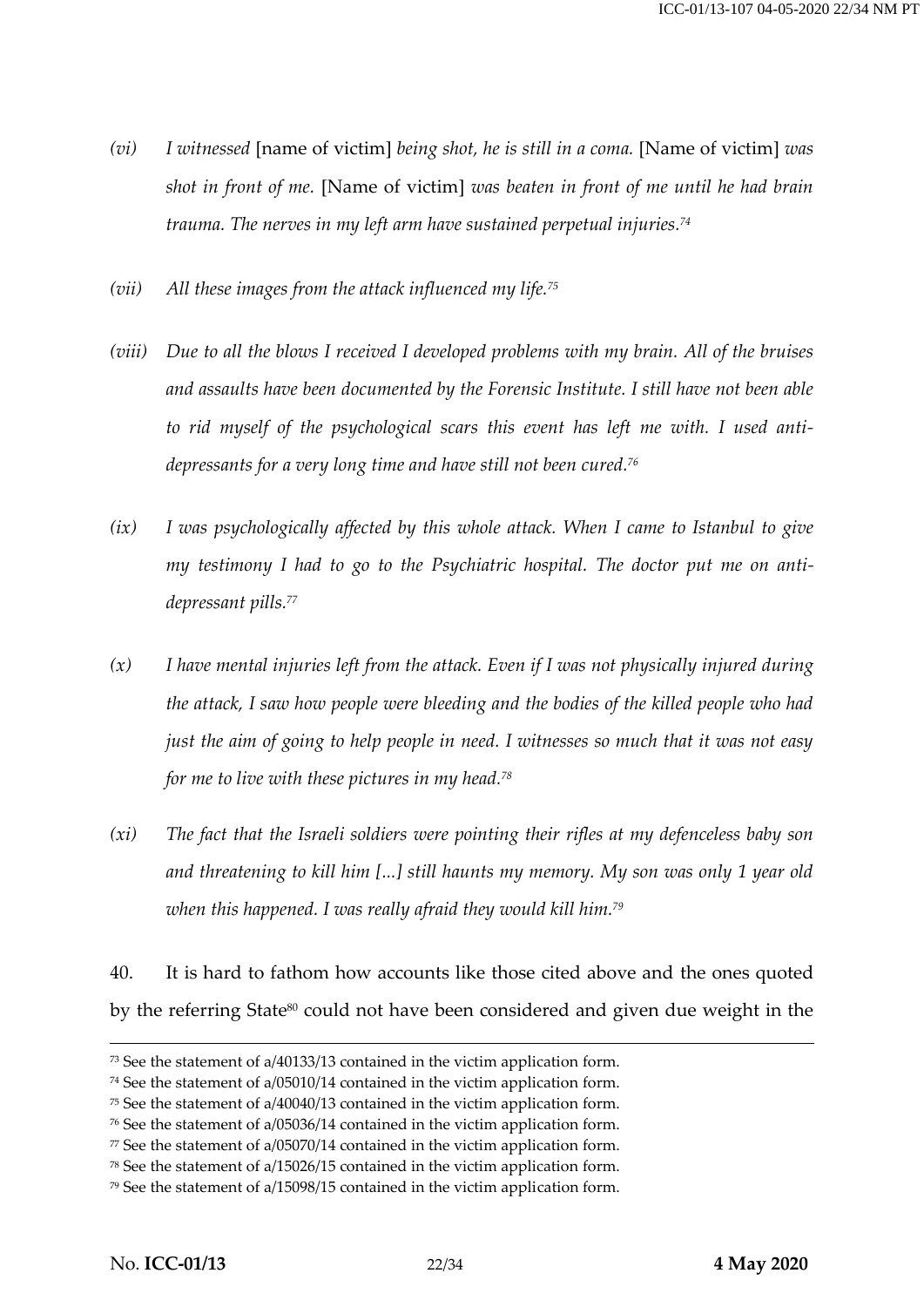*(vi)* *I witnessed* [name of victim] *being shot, he is still in a coma.* [Name of victim] *was shot in front of me.* [Name of victim] *was beaten in front of me until he had brain trauma. The nerves in my left arm have sustained perpetual injuries.*[74]

*(vii)* *All these images from the attack influenced my life.*[75]

*(viii)* *Due to all the blows I received I developed problems with my brain. All of the bruises and assaults have been documented by the Forensic Institute. I still have not been able to rid myself of the psychological scars this event has left me with. I used anti-depressants for a very long time and have still not been cured.*[76]

*(ix)* *I was psychologically affected by this whole attack. When I came to Istanbul to give my testimony I had to go to the Psychiatric hospital. The doctor put me on anti-depressant pills.*[77]

*(x)* *I have mental injuries left from the attack. Even if I was not physically injured during the attack, I saw how people were bleeding and the bodies of the killed people who had just the aim of going to help people in need. I witnesses so much that it was not easy for me to live with these pictures in my head.*[78]

*(xi)* *The fact that the Israeli soldiers were pointing their rifles at my defenceless baby son and threatening to kill him [...] still haunts my memory. My son was only 1 year old when this happened. I was really afraid they would kill him.*[79]

40. It is hard to fathom how accounts like those cited above and the ones quoted by the referring State[80] could not have been considered and given due weight in the

---

[73] See the statement of a/40133/13 contained in the victim application form.

[74] See the statement of a/05010/14 contained in the victim application form.

[75] See the statement of a/40040/13 contained in the victim application form.

[76] See the statement of a/05036/14 contained in the victim application form.

[77] See the statement of a/05070/14 contained in the victim application form.

[78] See the statement of a/15026/15 contained in the victim application form.

[79] See the statement of a/15098/15 contained in the victim application form.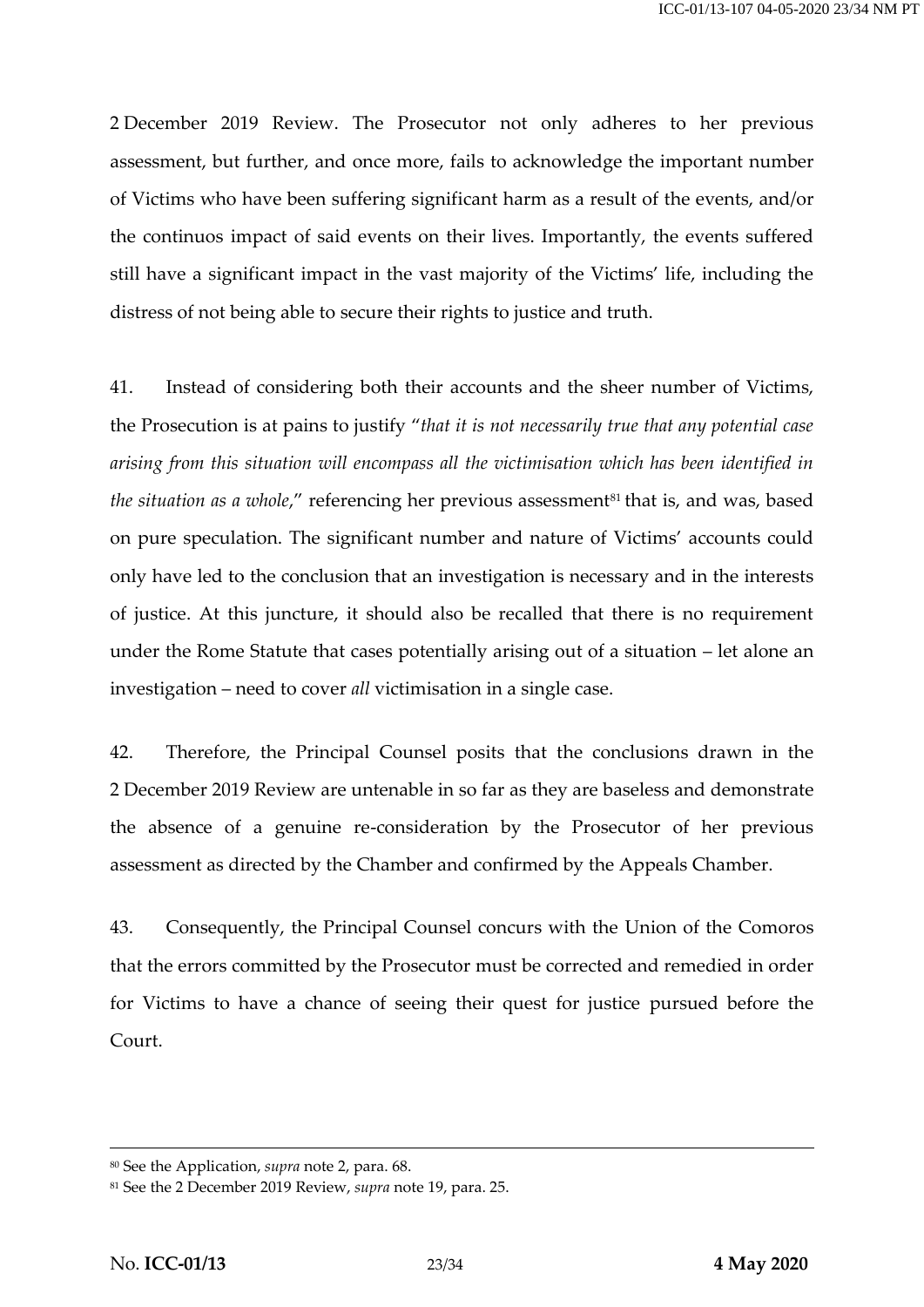2 December 2019 Review. The Prosecutor not only adheres to her previous assessment, but further, and once more, fails to acknowledge the important number of Victims who have been suffering significant harm as a result of the events, and/or the continuos impact of said events on their lives. Importantly, the events suffered still have a significant impact in the vast majority of the Victims' life, including the distress of not being able to secure their rights to justice and truth.

41. Instead of considering both their accounts and the sheer number of Victims, the Prosecution is at pains to justify "*that it is not necessarily true that any potential case arising from this situation will encompass all the victimisation which has been identified in the situation as a whole*," referencing her previous assessment[81] that is, and was, based on pure speculation. The significant number and nature of Victims' accounts could only have led to the conclusion that an investigation is necessary and in the interests of justice. At this juncture, it should also be recalled that there is no requirement under the Rome Statute that cases potentially arising out of a situation – let alone an investigation – need to cover *all* victimisation in a single case.

42. Therefore, the Principal Counsel posits that the conclusions drawn in the 2 December 2019 Review are untenable in so far as they are baseless and demonstrate the absence of a genuine re-consideration by the Prosecutor of her previous assessment as directed by the Chamber and confirmed by the Appeals Chamber.

43. Consequently, the Principal Counsel concurs with the Union of the Comoros that the errors committed by the Prosecutor must be corrected and remedied in order for Victims to have a chance of seeing their quest for justice pursued before the Court.

---

[80] See the Application, *supra* note 2, para. 68.

[81] See the 2 December 2019 Review, *supra* note 19, para. 25.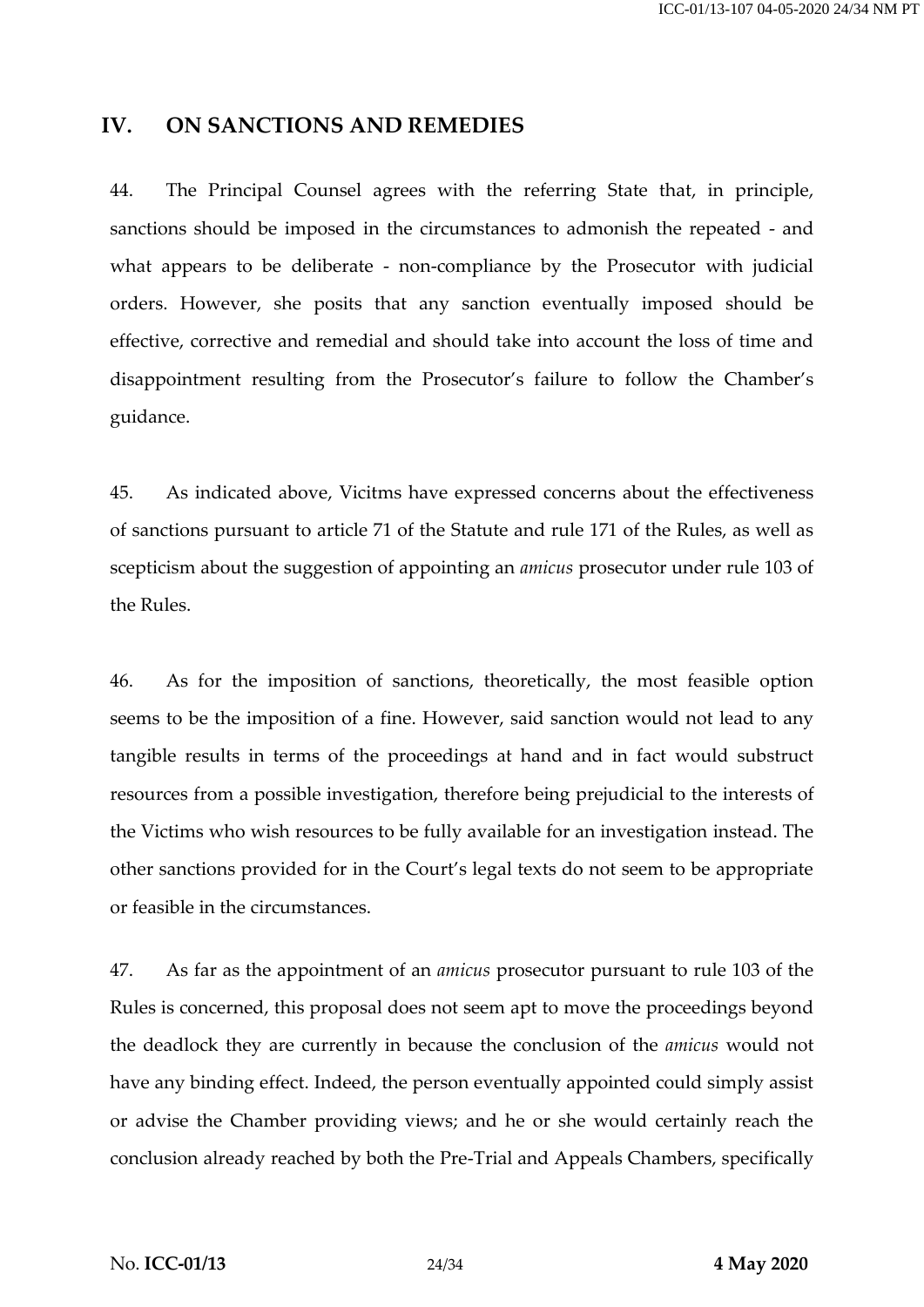## IV. ON SANCTIONS AND REMEDIES

44. The Principal Counsel agrees with the referring State that, in principle, sanctions should be imposed in the circumstances to admonish the repeated - and what appears to be deliberate - non-compliance by the Prosecutor with judicial orders. However, she posits that any sanction eventually imposed should be effective, corrective and remedial and should take into account the loss of time and disappointment resulting from the Prosecutor's failure to follow the Chamber's guidance.

45. As indicated above, Vicitms have expressed concerns about the effectiveness of sanctions pursuant to article 71 of the Statute and rule 171 of the Rules, as well as scepticism about the suggestion of appointing an *amicus* prosecutor under rule 103 of the Rules.

46. As for the imposition of sanctions, theoretically, the most feasible option seems to be the imposition of a fine. However, said sanction would not lead to any tangible results in terms of the proceedings at hand and in fact would substruct resources from a possible investigation, therefore being prejudicial to the interests of the Victims who wish resources to be fully available for an investigation instead. The other sanctions provided for in the Court's legal texts do not seem to be appropriate or feasible in the circumstances.

47. As far as the appointment of an *amicus* prosecutor pursuant to rule 103 of the Rules is concerned, this proposal does not seem apt to move the proceedings beyond the deadlock they are currently in because the conclusion of the *amicus* would not have any binding effect. Indeed, the person eventually appointed could simply assist or advise the Chamber providing views; and he or she would certainly reach the conclusion already reached by both the Pre-Trial and Appeals Chambers, specifically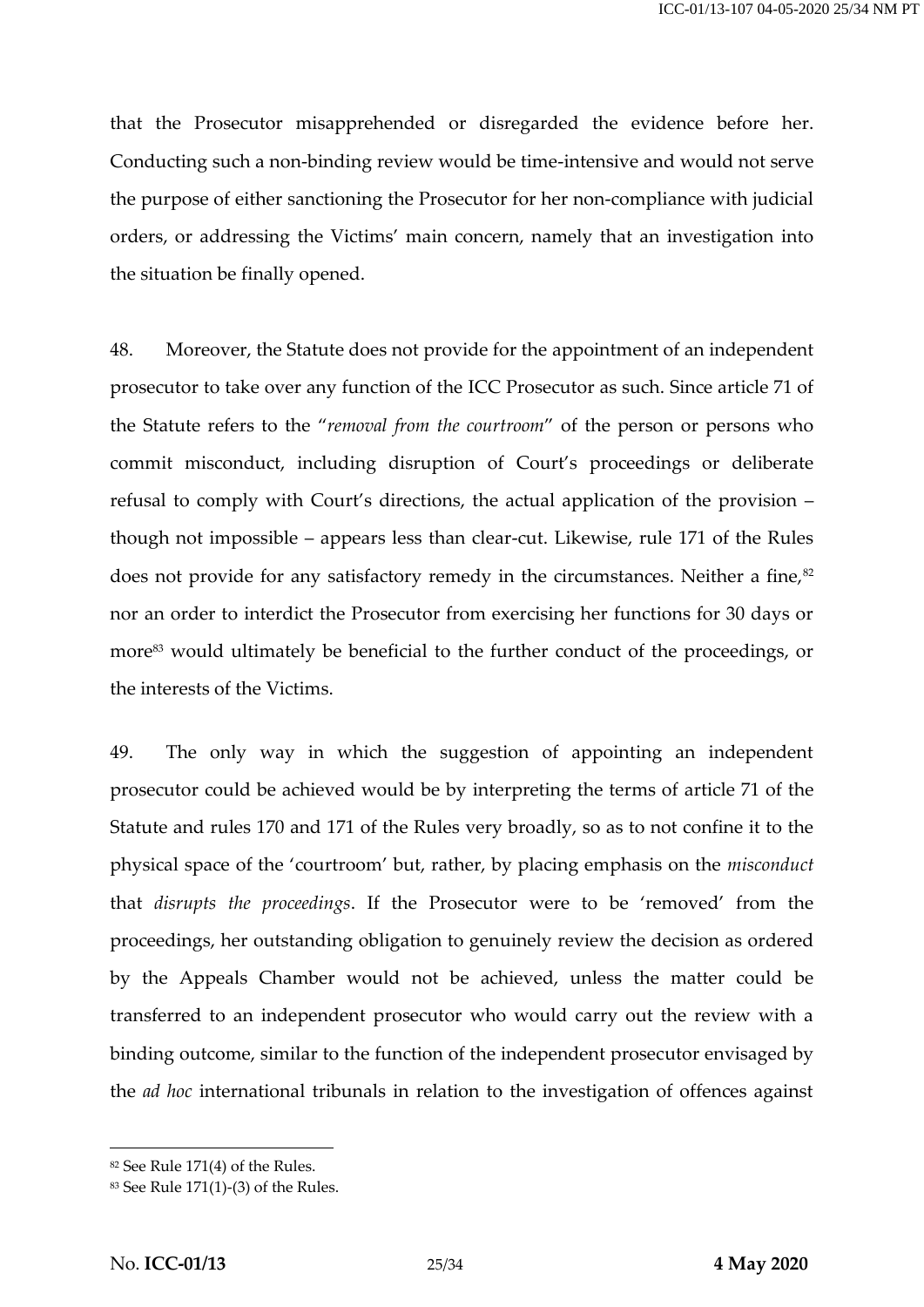that the Prosecutor misapprehended or disregarded the evidence before her. Conducting such a non-binding review would be time-intensive and would not serve the purpose of either sanctioning the Prosecutor for her non-compliance with judicial orders, or addressing the Victims' main concern, namely that an investigation into the situation be finally opened.

48. Moreover, the Statute does not provide for the appointment of an independent prosecutor to take over any function of the ICC Prosecutor as such. Since article 71 of the Statute refers to the "*removal from the courtroom*" of the person or persons who commit misconduct, including disruption of Court's proceedings or deliberate refusal to comply with Court's directions, the actual application of the provision – though not impossible – appears less than clear-cut. Likewise, rule 171 of the Rules does not provide for any satisfactory remedy in the circumstances. Neither a fine,[82] nor an order to interdict the Prosecutor from exercising her functions for 30 days or more[83] would ultimately be beneficial to the further conduct of the proceedings, or the interests of the Victims.

49. The only way in which the suggestion of appointing an independent prosecutor could be achieved would be by interpreting the terms of article 71 of the Statute and rules 170 and 171 of the Rules very broadly, so as to not confine it to the physical space of the 'courtroom' but, rather, by placing emphasis on the *misconduct* that *disrupts the proceedings*. If the Prosecutor were to be 'removed' from the proceedings, her outstanding obligation to genuinely review the decision as ordered by the Appeals Chamber would not be achieved, unless the matter could be transferred to an independent prosecutor who would carry out the review with a binding outcome, similar to the function of the independent prosecutor envisaged by the *ad hoc* international tribunals in relation to the investigation of offences against

---

[82] See Rule 171(4) of the Rules.

[83] See Rule 171(1)-(3) of the Rules.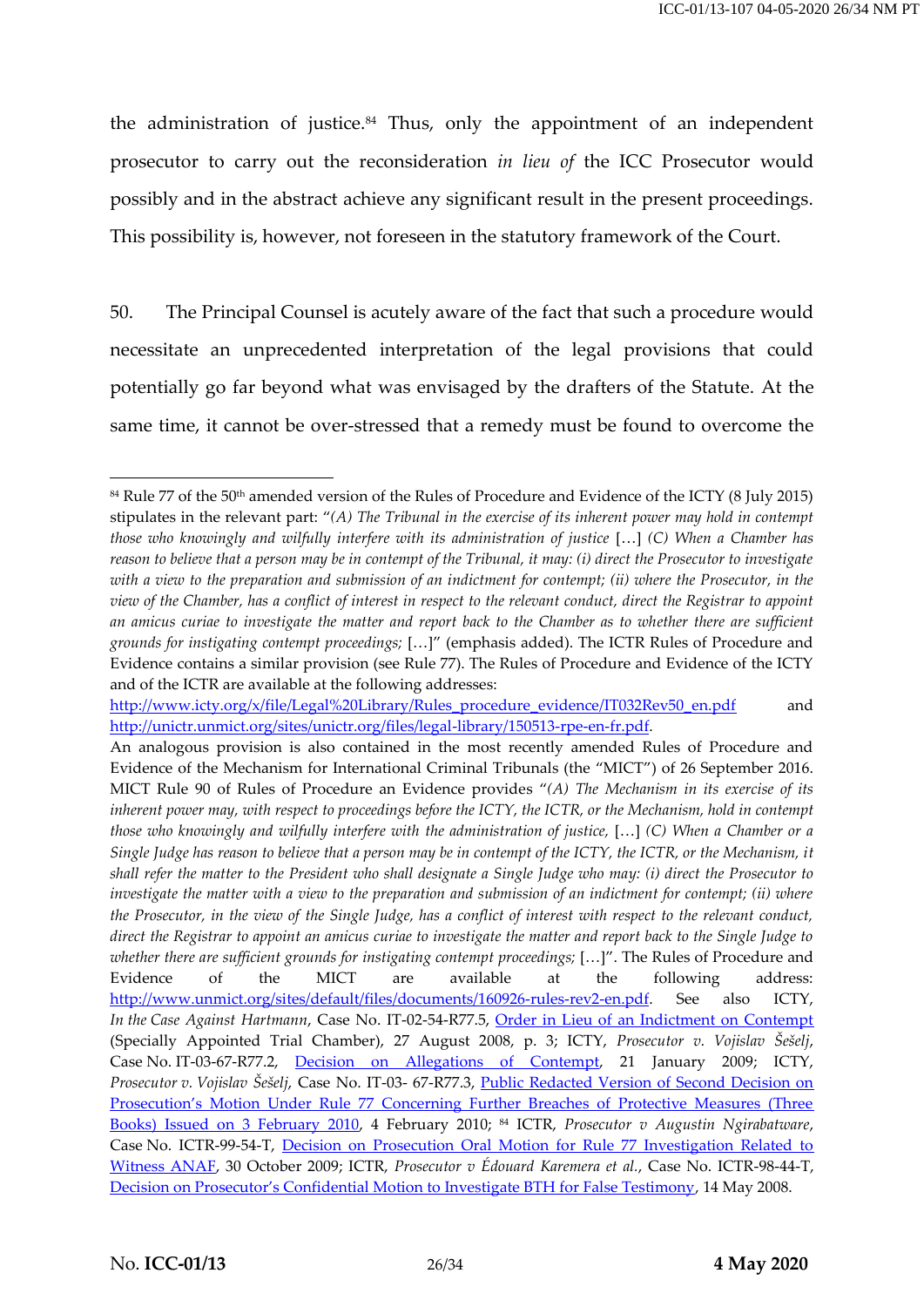the administration of justice.[84] Thus, only the appointment of an independent prosecutor to carry out the reconsideration *in lieu of* the ICC Prosecutor would possibly and in the abstract achieve any significant result in the present proceedings. This possibility is, however, not foreseen in the statutory framework of the Court.

50. The Principal Counsel is acutely aware of the fact that such a procedure would necessitate an unprecedented interpretation of the legal provisions that could potentially go far beyond what was envisaged by the drafters of the Statute. At the same time, it cannot be over-stressed that a remedy must be found to overcome the

---

[84] Rule 77 of the 50th amended version of the Rules of Procedure and Evidence of the ICTY (8 July 2015) stipulates in the relevant part: "*(A) The Tribunal in the exercise of its inherent power may hold in contempt those who knowingly and wilfully interfere with its administration of justice* […] *(C) When a Chamber has reason to believe that a person may be in contempt of the Tribunal, it may: (i) direct the Prosecutor to investigate with a view to the preparation and submission of an indictment for contempt; (ii) where the Prosecutor, in the view of the Chamber, has a conflict of interest in respect to the relevant conduct, direct the Registrar to appoint an amicus curiae to investigate the matter and report back to the Chamber as to whether there are sufficient grounds for instigating contempt proceedings;* […]" (emphasis added). The ICTR Rules of Procedure and Evidence contains a similar provision (see Rule 77). The Rules of Procedure and Evidence of the ICTY and of the ICTR are available at the following addresses: http://www.icty.org/x/file/Legal%20Library/Rules_procedure_evidence/IT032Rev50_en.pdf and http://unictr.unmict.org/sites/unictr.org/files/legal-library/150513-rpe-en-fr.pdf.
An analogous provision is also contained in the most recently amended Rules of Procedure and Evidence of the Mechanism for International Criminal Tribunals (the "MICT") of 26 September 2016. MICT Rule 90 of Rules of Procedure an Evidence provides "*(A) The Mechanism in its exercise of its inherent power may, with respect to proceedings before the ICTY, the ICTR, or the Mechanism, hold in contempt those who knowingly and wilfully interfere with the administration of justice,* […] *(C) When a Chamber or a Single Judge has reason to believe that a person may be in contempt of the ICTY, the ICTR, or the Mechanism, it shall refer the matter to the President who shall designate a Single Judge who may: (i) direct the Prosecutor to investigate the matter with a view to the preparation and submission of an indictment for contempt; (ii) where the Prosecutor, in the view of the Single Judge, has a conflict of interest with respect to the relevant conduct, direct the Registrar to appoint an amicus curiae to investigate the matter and report back to the Single Judge to whether there are sufficient grounds for instigating contempt proceedings;* […]". The Rules of Procedure and Evidence of the MICT are available at the following address: http://www.unmict.org/sites/default/files/documents/160926-rules-rev2-en.pdf. See also ICTY, *In the Case Against Hartmann*, Case No. IT-02-54-R77.5, Order in Lieu of an Indictment on Contempt (Specially Appointed Trial Chamber), 27 August 2008, p. 3; ICTY, *Prosecutor v. Vojislav Šešelj*, Case No. IT-03-67-R77.2, Decision on Allegations of Contempt, 21 January 2009; ICTY, *Prosecutor v. Vojislav Šešelj*, Case No. IT-03- 67-R77.3, Public Redacted Version of Second Decision on Prosecution's Motion Under Rule 77 Concerning Further Breaches of Protective Measures (Three Books) Issued on 3 February 2010, 4 February 2010; [84] ICTR, *Prosecutor v Augustin Ngirabatware*, Case No. ICTR-99-54-T, Decision on Prosecution Oral Motion for Rule 77 Investigation Related to Witness ANAF, 30 October 2009; ICTR, *Prosecutor v Édouard Karemera et al.*, Case No. ICTR-98-44-T, Decision on Prosecutor's Confidential Motion to Investigate BTH for False Testimony, 14 May 2008.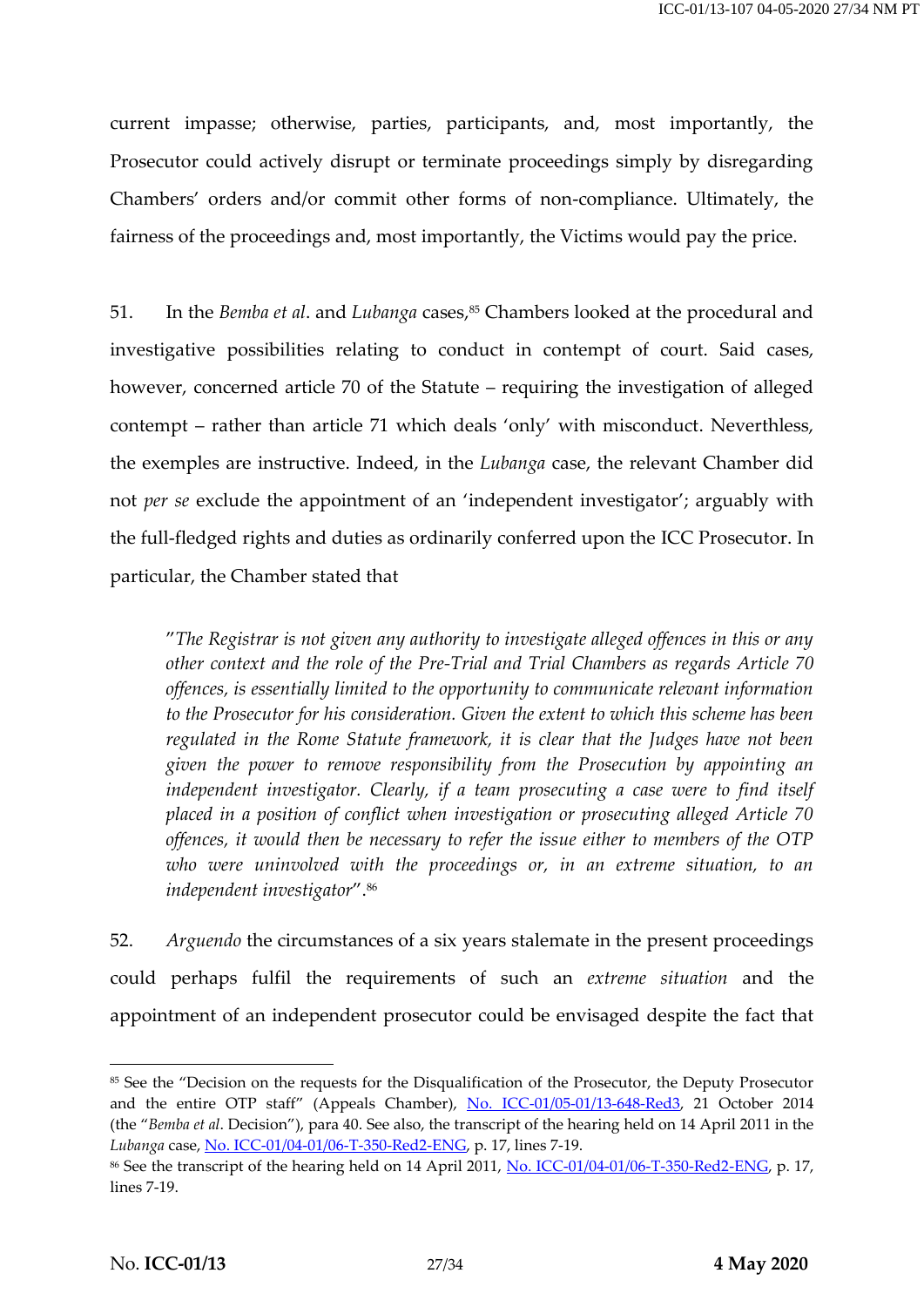current impasse; otherwise, parties, participants, and, most importantly, the Prosecutor could actively disrupt or terminate proceedings simply by disregarding Chambers' orders and/or commit other forms of non-compliance. Ultimately, the fairness of the proceedings and, most importantly, the Victims would pay the price.

51. In the *Bemba et al*. and *Lubanga* cases,[85] Chambers looked at the procedural and investigative possibilities relating to conduct in contempt of court. Said cases, however, concerned article 70 of the Statute – requiring the investigation of alleged contempt – rather than article 71 which deals 'only' with misconduct. Neverthless, the exemples are instructive. Indeed, in the *Lubanga* case, the relevant Chamber did not *per se* exclude the appointment of an 'independent investigator'; arguably with the full-fledged rights and duties as ordinarily conferred upon the ICC Prosecutor. In particular, the Chamber stated that

> "*The Registrar is not given any authority to investigate alleged offences in this or any other context and the role of the Pre-Trial and Trial Chambers as regards Article 70 offences, is essentially limited to the opportunity to communicate relevant information to the Prosecutor for his consideration. Given the extent to which this scheme has been regulated in the Rome Statute framework, it is clear that the Judges have not been given the power to remove responsibility from the Prosecution by appointing an independent investigator. Clearly, if a team prosecuting a case were to find itself placed in a position of conflict when investigation or prosecuting alleged Article 70 offences, it would then be necessary to refer the issue either to members of the OTP who were uninvolved with the proceedings or, in an extreme situation, to an independent investigator*".[86]

52. *Arguendo* the circumstances of a six years stalemate in the present proceedings could perhaps fulfil the requirements of such an *extreme situation* and the appointment of an independent prosecutor could be envisaged despite the fact that

---

[85] See the "Decision on the requests for the Disqualification of the Prosecutor, the Deputy Prosecutor and the entire OTP staff" (Appeals Chamber), No. ICC-01/05-01/13-648-Red3, 21 October 2014 (the "*Bemba et al*. Decision"), para 40. See also, the transcript of the hearing held on 14 April 2011 in the *Lubanga* case, No. ICC-01/04-01/06-T-350-Red2-ENG, p. 17, lines 7-19.

[86] See the transcript of the hearing held on 14 April 2011, No. ICC-01/04-01/06-T-350-Red2-ENG, p. 17, lines 7-19.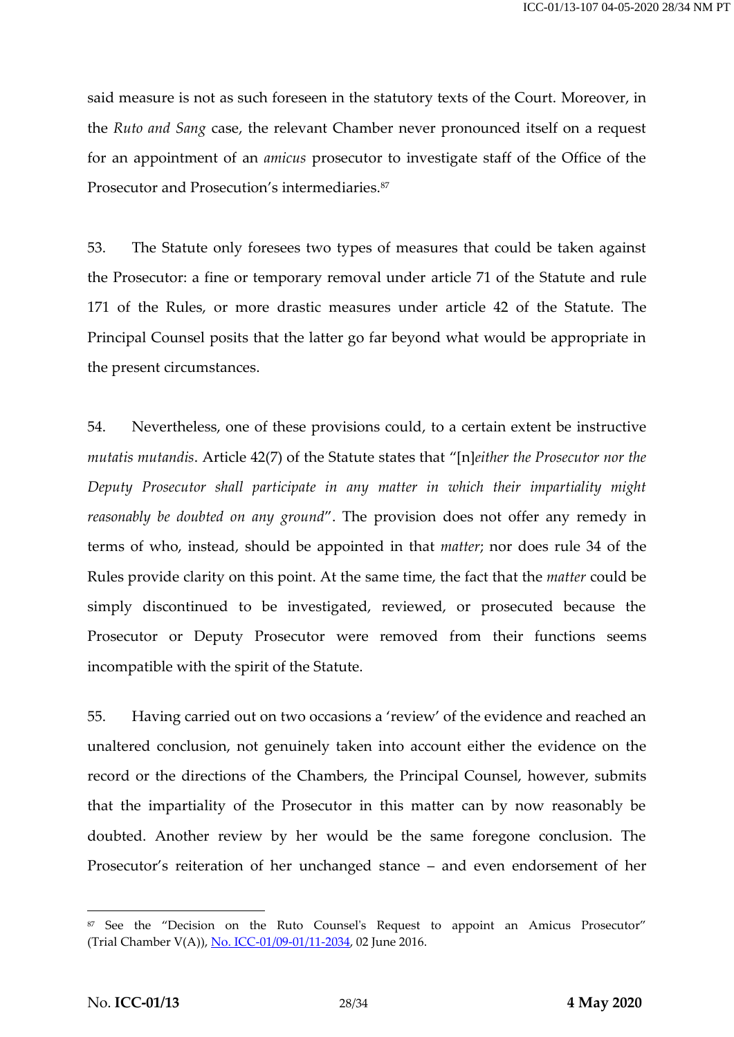said measure is not as such foreseen in the statutory texts of the Court. Moreover, in the *Ruto and Sang* case, the relevant Chamber never pronounced itself on a request for an appointment of an *amicus* prosecutor to investigate staff of the Office of the Prosecutor and Prosecution's intermediaries.[87]

53. The Statute only foresees two types of measures that could be taken against the Prosecutor: a fine or temporary removal under article 71 of the Statute and rule 171 of the Rules, or more drastic measures under article 42 of the Statute. The Principal Counsel posits that the latter go far beyond what would be appropriate in the present circumstances.

54. Nevertheless, one of these provisions could, to a certain extent be instructive *mutatis mutandis*. Article 42(7) of the Statute states that "[n]*either the Prosecutor nor the Deputy Prosecutor shall participate in any matter in which their impartiality might reasonably be doubted on any ground*". The provision does not offer any remedy in terms of who, instead, should be appointed in that *matter*; nor does rule 34 of the Rules provide clarity on this point. At the same time, the fact that the *matter* could be simply discontinued to be investigated, reviewed, or prosecuted because the Prosecutor or Deputy Prosecutor were removed from their functions seems incompatible with the spirit of the Statute.

55. Having carried out on two occasions a 'review' of the evidence and reached an unaltered conclusion, not genuinely taken into account either the evidence on the record or the directions of the Chambers, the Principal Counsel, however, submits that the impartiality of the Prosecutor in this matter can by now reasonably be doubted. Another review by her would be the same foregone conclusion. The Prosecutor's reiteration of her unchanged stance – and even endorsement of her

---

[87] See the "Decision on the Ruto Counsel's Request to appoint an Amicus Prosecutor" (Trial Chamber V(A)), No. ICC-01/09-01/11-2034, 02 June 2016.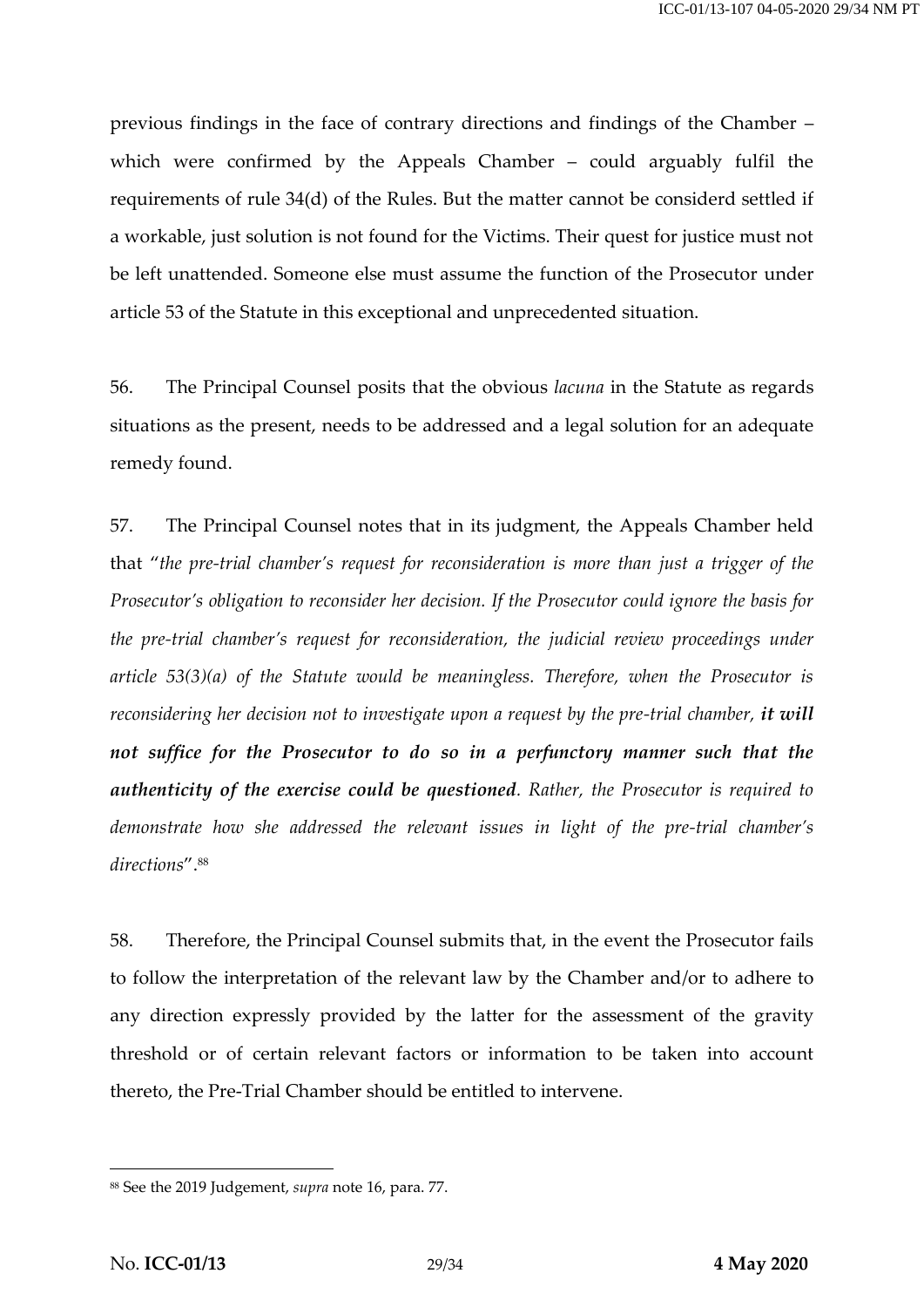previous findings in the face of contrary directions and findings of the Chamber – which were confirmed by the Appeals Chamber – could arguably fulfil the requirements of rule 34(d) of the Rules. But the matter cannot be considerd settled if a workable, just solution is not found for the Victims. Their quest for justice must not be left unattended. Someone else must assume the function of the Prosecutor under article 53 of the Statute in this exceptional and unprecedented situation.

56. The Principal Counsel posits that the obvious *lacuna* in the Statute as regards situations as the present, needs to be addressed and a legal solution for an adequate remedy found.

57. The Principal Counsel notes that in its judgment, the Appeals Chamber held that "*the pre-trial chamber's request for reconsideration is more than just a trigger of the Prosecutor's obligation to reconsider her decision. If the Prosecutor could ignore the basis for the pre-trial chamber's request for reconsideration, the judicial review proceedings under article 53(3)(a) of the Statute would be meaningless. Therefore, when the Prosecutor is reconsidering her decision not to investigate upon a request by the pre-trial chamber, **it will not suffice for the Prosecutor to do so in a perfunctory manner such that the authenticity of the exercise could be questioned**. Rather, the Prosecutor is required to demonstrate how she addressed the relevant issues in light of the pre-trial chamber's directions*".[88]

58. Therefore, the Principal Counsel submits that, in the event the Prosecutor fails to follow the interpretation of the relevant law by the Chamber and/or to adhere to any direction expressly provided by the latter for the assessment of the gravity threshold or of certain relevant factors or information to be taken into account thereto, the Pre-Trial Chamber should be entitled to intervene.

---

[88] See the 2019 Judgement, *supra* note 16, para. 77.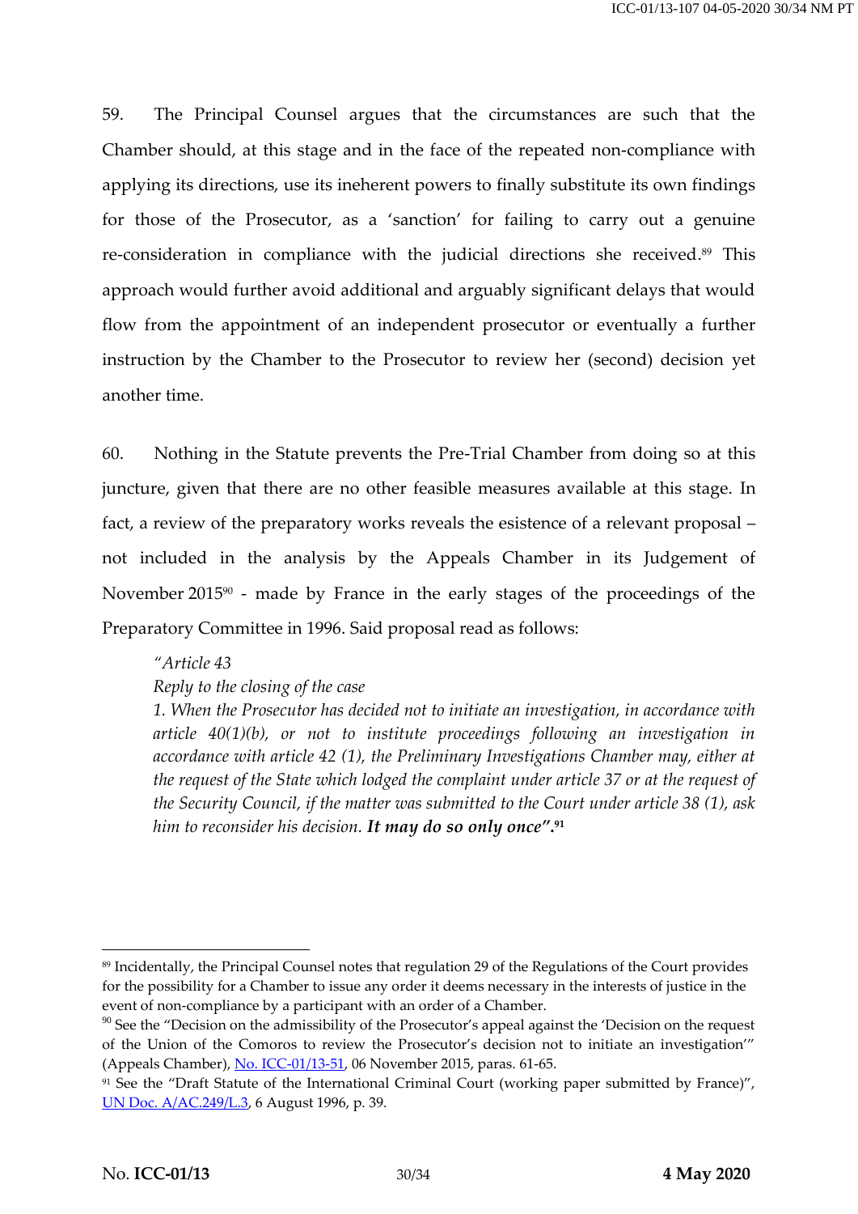59. The Principal Counsel argues that the circumstances are such that the Chamber should, at this stage and in the face of the repeated non-compliance with applying its directions, use its ineherent powers to finally substitute its own findings for those of the Prosecutor, as a 'sanction' for failing to carry out a genuine re-consideration in compliance with the judicial directions she received.[89] This approach would further avoid additional and arguably significant delays that would flow from the appointment of an independent prosecutor or eventually a further instruction by the Chamber to the Prosecutor to review her (second) decision yet another time.

60. Nothing in the Statute prevents the Pre-Trial Chamber from doing so at this juncture, given that there are no other feasible measures available at this stage. In fact, a review of the preparatory works reveals the esistence of a relevant proposal – not included in the analysis by the Appeals Chamber in its Judgement of November 2015[90] - made by France in the early stages of the proceedings of the Preparatory Committee in 1996. Said proposal read as follows:

> *"Article 43*
> *Reply to the closing of the case*
> *1. When the Prosecutor has decided not to initiate an investigation, in accordance with article 40(1)(b), or not to institute proceedings following an investigation in accordance with article 42 (1), the Preliminary Investigations Chamber may, either at the request of the State which lodged the complaint under article 37 or at the request of the Security Council, if the matter was submitted to the Court under article 38 (1), ask him to reconsider his decision.* ***It may do so only once".***[91]

---

[89] Incidentally, the Principal Counsel notes that regulation 29 of the Regulations of the Court provides for the possibility for a Chamber to issue any order it deems necessary in the interests of justice in the event of non-compliance by a participant with an order of a Chamber.

[90] See the "Decision on the admissibility of the Prosecutor's appeal against the 'Decision on the request of the Union of the Comoros to review the Prosecutor's decision not to initiate an investigation'" (Appeals Chamber), No. ICC-01/13-51, 06 November 2015, paras. 61-65.

[91] See the "Draft Statute of the International Criminal Court (working paper submitted by France)", UN Doc. A/AC.249/L.3, 6 August 1996, p. 39.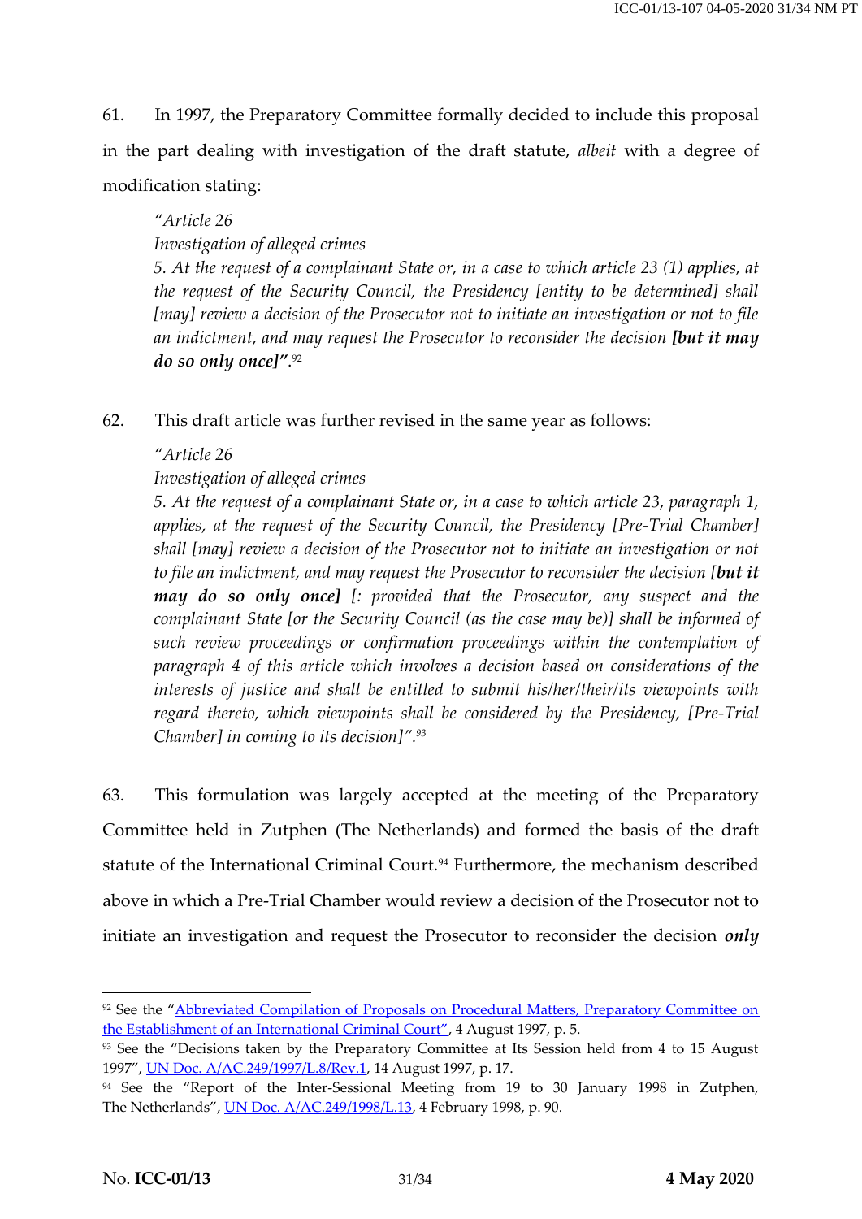61. In 1997, the Preparatory Committee formally decided to include this proposal in the part dealing with investigation of the draft statute, *albeit* with a degree of modification stating:

> *"Article 26*
> *Investigation of alleged crimes*
> *5. At the request of a complainant State or, in a case to which article 23 (1) applies, at the request of the Security Council, the Presidency [entity to be determined] shall [may] review a decision of the Prosecutor not to initiate an investigation or not to file an indictment, and may request the Prosecutor to reconsider the decision **[but it may do so only once]"***.[92]

62. This draft article was further revised in the same year as follows:

> *"Article 26*
> *Investigation of alleged crimes*
> *5. At the request of a complainant State or, in a case to which article 23, paragraph 1, applies, at the request of the Security Council, the Presidency [Pre-Trial Chamber] shall [may] review a decision of the Prosecutor not to initiate an investigation or not to file an indictment, and may request the Prosecutor to reconsider the decision [**but it may do so only once**] [: provided that the Prosecutor, any suspect and the complainant State [or the Security Council (as the case may be)] shall be informed of such review proceedings or confirmation proceedings within the contemplation of paragraph 4 of this article which involves a decision based on considerations of the interests of justice and shall be entitled to submit his/her/their/its viewpoints with regard thereto, which viewpoints shall be considered by the Presidency, [Pre-Trial Chamber] in coming to its decision]".*[93]

63. This formulation was largely accepted at the meeting of the Preparatory Committee held in Zutphen (The Netherlands) and formed the basis of the draft statute of the International Criminal Court.[94] Furthermore, the mechanism described above in which a Pre-Trial Chamber would review a decision of the Prosecutor not to initiate an investigation and request the Prosecutor to reconsider the decision ***only***

---

[92] See the "Abbreviated Compilation of Proposals on Procedural Matters, Preparatory Committee on the Establishment of an International Criminal Court", 4 August 1997, p. 5.

[93] See the "Decisions taken by the Preparatory Committee at Its Session held from 4 to 15 August 1997", UN Doc. A/AC.249/1997/L.8/Rev.1, 14 August 1997, p. 17.

[94] See the "Report of the Inter-Sessional Meeting from 19 to 30 January 1998 in Zutphen, The Netherlands", UN Doc. A/AC.249/1998/L.13, 4 February 1998, p. 90.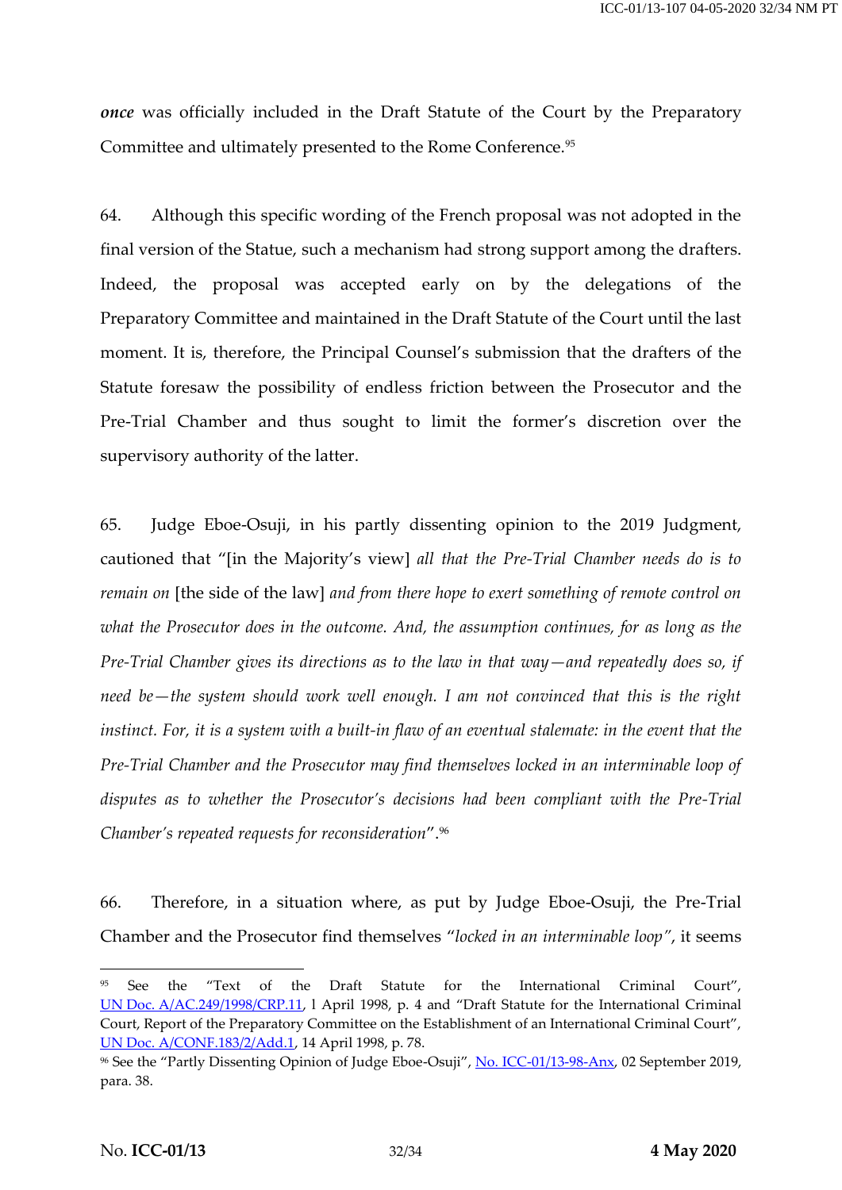***once*** was officially included in the Draft Statute of the Court by the Preparatory Committee and ultimately presented to the Rome Conference.[95]

64. Although this specific wording of the French proposal was not adopted in the final version of the Statue, such a mechanism had strong support among the drafters. Indeed, the proposal was accepted early on by the delegations of the Preparatory Committee and maintained in the Draft Statute of the Court until the last moment. It is, therefore, the Principal Counsel's submission that the drafters of the Statute foresaw the possibility of endless friction between the Prosecutor and the Pre-Trial Chamber and thus sought to limit the former's discretion over the supervisory authority of the latter.

65. Judge Eboe-Osuji, in his partly dissenting opinion to the 2019 Judgment, cautioned that "[in the Majority's view] *all that the Pre-Trial Chamber needs do is to remain on* [the side of the law] *and from there hope to exert something of remote control on what the Prosecutor does in the outcome. And, the assumption continues, for as long as the Pre-Trial Chamber gives its directions as to the law in that way—and repeatedly does so, if need be—the system should work well enough. I am not convinced that this is the right instinct. For, it is a system with a built-in flaw of an eventual stalemate: in the event that the Pre-Trial Chamber and the Prosecutor may find themselves locked in an interminable loop of disputes as to whether the Prosecutor's decisions had been compliant with the Pre-Trial Chamber's repeated requests for reconsideration*".[96]

66. Therefore, in a situation where, as put by Judge Eboe-Osuji, the Pre-Trial Chamber and the Prosecutor find themselves "*locked in an interminable loop*", it seems

---

[95] See the "Text of the Draft Statute for the International Criminal Court", UN Doc. A/AC.249/1998/CRP.11, 1 April 1998, p. 4 and "Draft Statute for the International Criminal Court, Report of the Preparatory Committee on the Establishment of an International Criminal Court", UN Doc. A/CONF.183/2/Add.1, 14 April 1998, p. 78.

[96] See the "Partly Dissenting Opinion of Judge Eboe-Osuji", No. ICC-01/13-98-Anx, 02 September 2019, para. 38.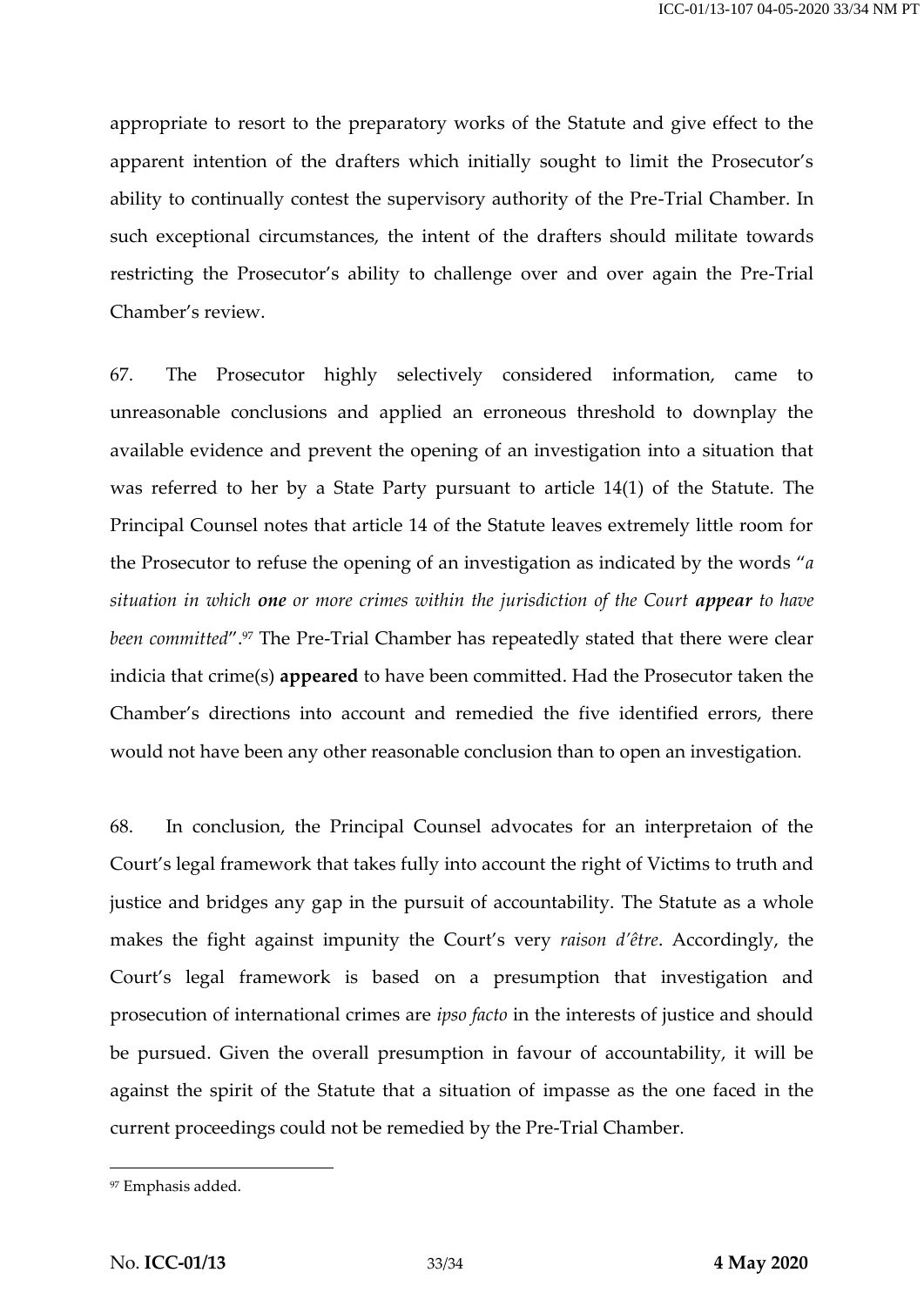appropriate to resort to the preparatory works of the Statute and give effect to the apparent intention of the drafters which initially sought to limit the Prosecutor's ability to continually contest the supervisory authority of the Pre-Trial Chamber. In such exceptional circumstances, the intent of the drafters should militate towards restricting the Prosecutor's ability to challenge over and over again the Pre-Trial Chamber's review.

67. The Prosecutor highly selectively considered information, came to unreasonable conclusions and applied an erroneous threshold to downplay the available evidence and prevent the opening of an investigation into a situation that was referred to her by a State Party pursuant to article 14(1) of the Statute. The Principal Counsel notes that article 14 of the Statute leaves extremely little room for the Prosecutor to refuse the opening of an investigation as indicated by the words "*a situation in which **one** or more crimes within the jurisdiction of the Court **appear** to have been committed*".[97] The Pre-Trial Chamber has repeatedly stated that there were clear indicia that crime(s) **appeared** to have been committed. Had the Prosecutor taken the Chamber's directions into account and remedied the five identified errors, there would not have been any other reasonable conclusion than to open an investigation.

68. In conclusion, the Principal Counsel advocates for an interpretaion of the Court's legal framework that takes fully into account the right of Victims to truth and justice and bridges any gap in the pursuit of accountability. The Statute as a whole makes the fight against impunity the Court's very *raison d'être*. Accordingly, the Court's legal framework is based on a presumption that investigation and prosecution of international crimes are *ipso facto* in the interests of justice and should be pursued. Given the overall presumption in favour of accountability, it will be against the spirit of the Statute that a situation of impasse as the one faced in the current proceedings could not be remedied by the Pre-Trial Chamber.

---

[97] Emphasis added.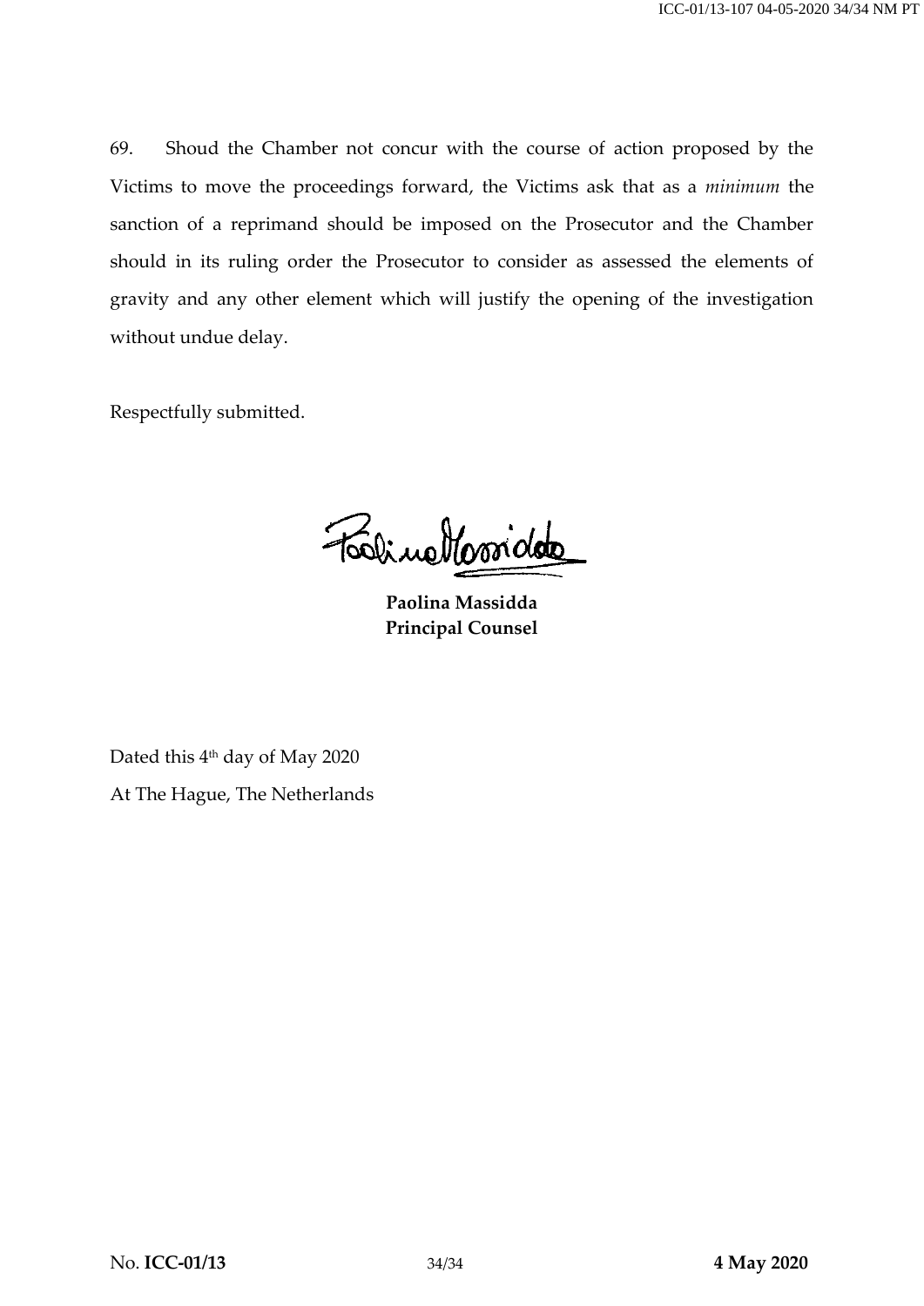69. Shoud the Chamber not concur with the course of action proposed by the Victims to move the proceedings forward, the Victims ask that as a *minimum* the sanction of a reprimand should be imposed on the Prosecutor and the Chamber should in its ruling order the Prosecutor to consider as assessed the elements of gravity and any other element which will justify the opening of the investigation without undue delay.

Respectfully submitted.

**Paolina Massidda**
**Principal Counsel**

Dated this 4th day of May 2020

At The Hague, The Netherlands